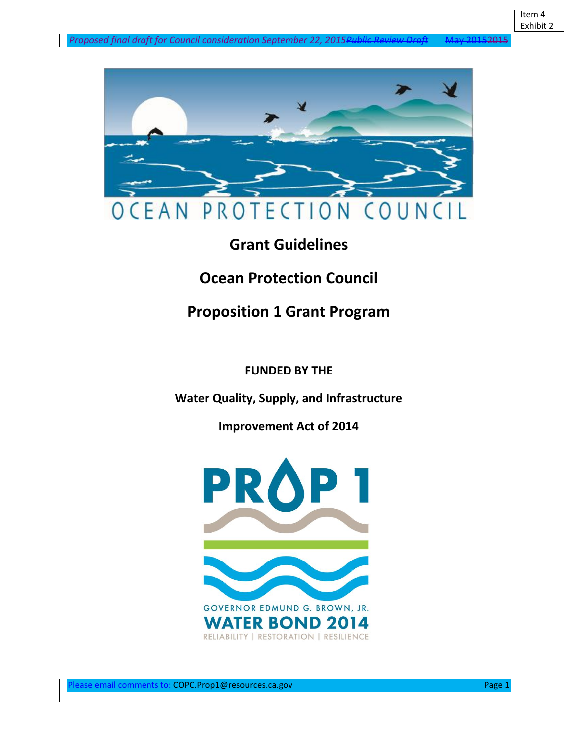Item 4
Exhibit 2

*Proposed final draft for Council consideration September 22, 2015*~~Public Review Draft May 2015~~2015

OCEAN PROTECTION COUNCIL

# Grant Guidelines

# Ocean Protection Council

# Proposition 1 Grant Program

**FUNDED BY THE**

**Water Quality, Supply, and Infrastructure**

**Improvement Act of 2014**

PROP 1

GOVERNOR EDMUND G. BROWN, JR.
WATER BOND 2014
RELIABILITY | RESTORATION | RESILIENCE

~~Please email comments to:~~ COPC.Prop1@resources.ca.gov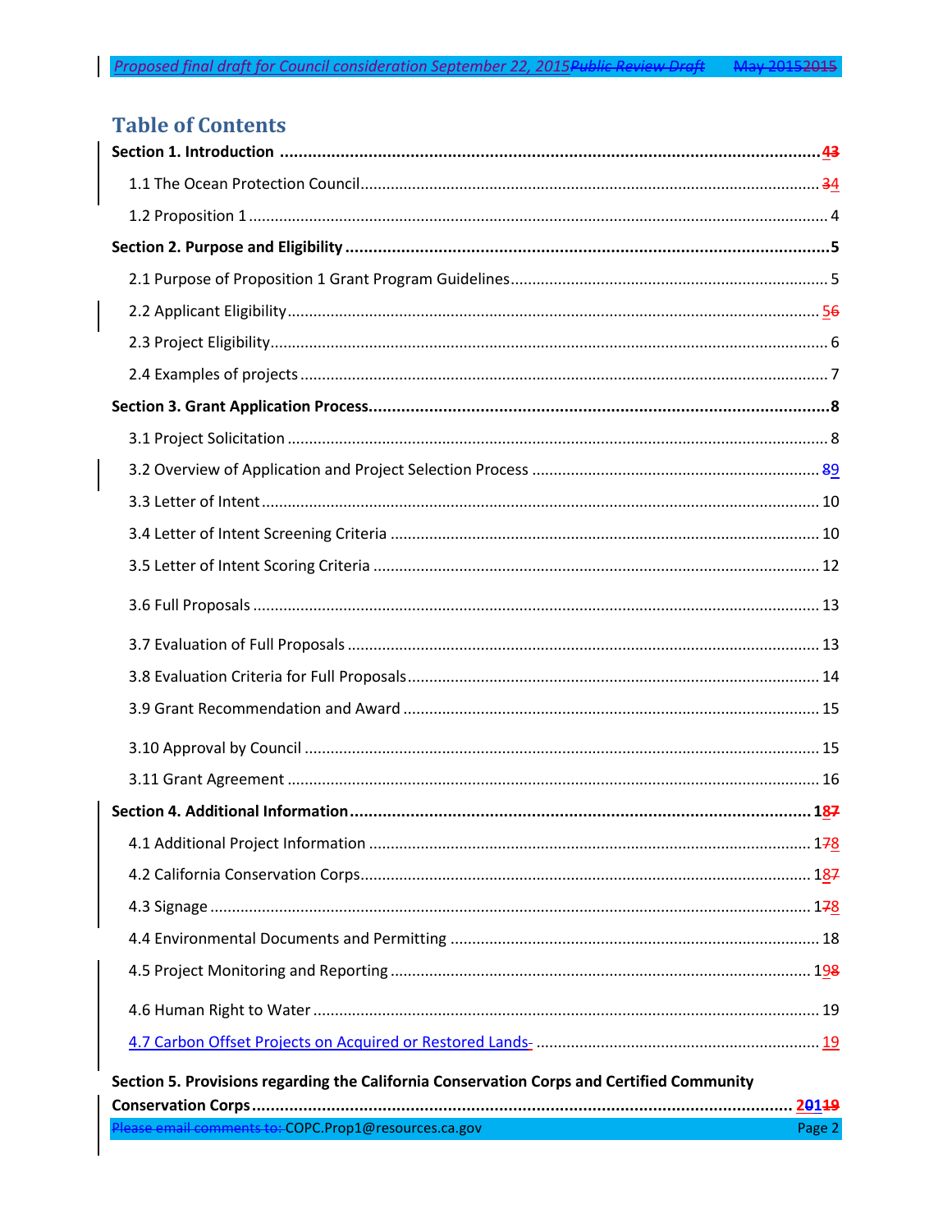# Table of Contents

**Section 1. Introduction** ........ **43**

1.1 The Ocean Protection Council ........ 34

1.2 Proposition 1 ........ 4

**Section 2. Purpose and Eligibility** ........ **5**

2.1 Purpose of Proposition 1 Grant Program Guidelines ........ 5

2.2 Applicant Eligibility ........ 56

2.3 Project Eligibility ........ 6

2.4 Examples of projects ........ 7

**Section 3. Grant Application Process** ........ **8**

3.1 Project Solicitation ........ 8

3.2 Overview of Application and Project Selection Process ........ 89

3.3 Letter of Intent ........ 10

3.4 Letter of Intent Screening Criteria ........ 10

3.5 Letter of Intent Scoring Criteria ........ 12

3.6 Full Proposals ........ 13

3.7 Evaluation of Full Proposals ........ 13

3.8 Evaluation Criteria for Full Proposals ........ 14

3.9 Grant Recommendation and Award ........ 15

3.10 Approval by Council ........ 15

3.11 Grant Agreement ........ 16

**Section 4. Additional Information** ........ **187**

4.1 Additional Project Information ........ 178

4.2 California Conservation Corps ........ 187

4.3 Signage ........ 178

4.4 Environmental Documents and Permitting ........ 18

4.5 Project Monitoring and Reporting ........ 198

4.6 Human Right to Water ........ 19

4.7 Carbon Offset Projects on Acquired or Restored Lands- ........ 19

**Section 5. Provisions regarding the California Conservation Corps and Certified Community Conservation Corps** ........ **20119**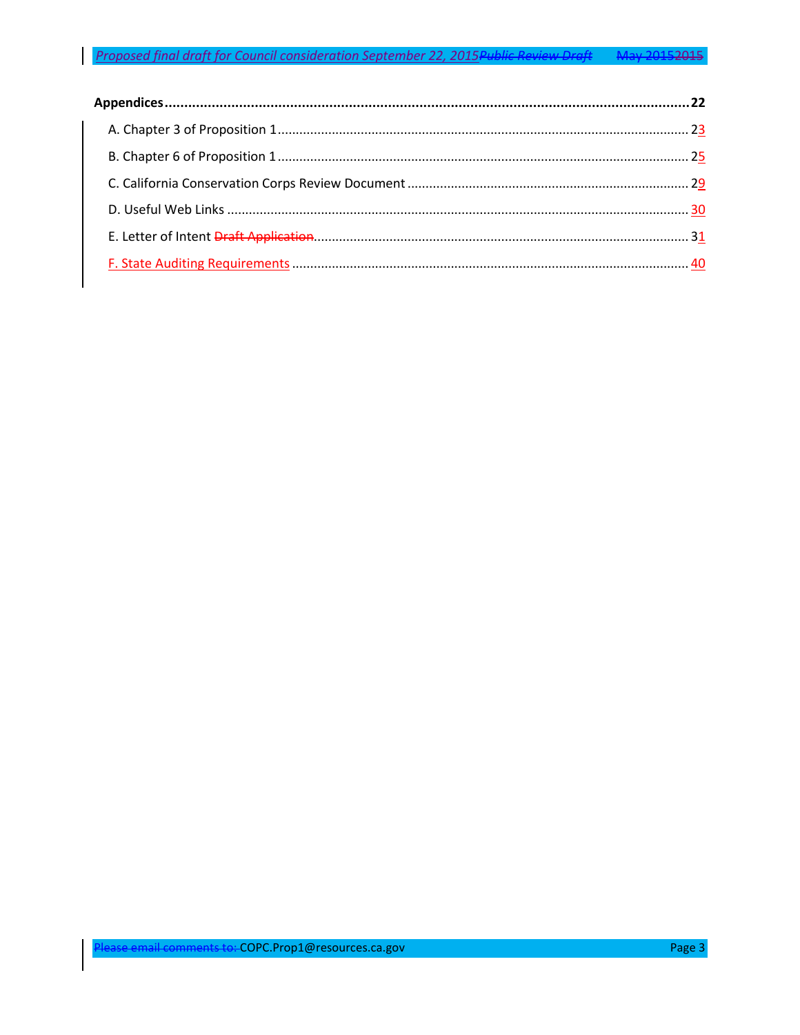**Appendices** ........................................................................................................................ **22**

A. Chapter 3 of Proposition 1 ........................................................................................................ 23

B. Chapter 6 of Proposition 1 ........................................................................................................ 25

C. California Conservation Corps Review Document .................................................................... 29

D. Useful Web Links ...................................................................................................................... 30

E. Letter of Intent ~~Draft Application~~ .............................................................................................. 31

F. State Auditing Requirements ..................................................................................................... 40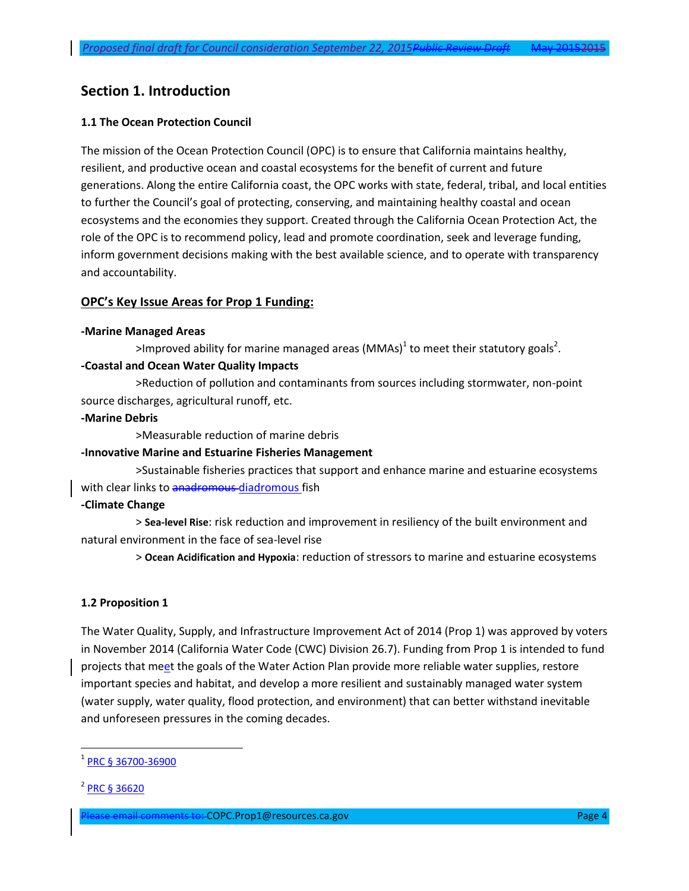## Section 1. Introduction

### 1.1 The Ocean Protection Council

The mission of the Ocean Protection Council (OPC) is to ensure that California maintains healthy, resilient, and productive ocean and coastal ecosystems for the benefit of current and future generations. Along the entire California coast, the OPC works with state, federal, tribal, and local entities to further the Council's goal of protecting, conserving, and maintaining healthy coastal and ocean ecosystems and the economies they support. Created through the California Ocean Protection Act, the role of the OPC is to recommend policy, lead and promote coordination, seek and leverage funding, inform government decisions making with the best available science, and to operate with transparency and accountability.

### OPC's Key Issue Areas for Prop 1 Funding:

**-Marine Managed Areas**

>Improved ability for marine managed areas (MMAs)[1] to meet their statutory goals[2].

**-Coastal and Ocean Water Quality Impacts**

>Reduction of pollution and contaminants from sources including stormwater, non-point source discharges, agricultural runoff, etc.

**-Marine Debris**

>Measurable reduction of marine debris

**-Innovative Marine and Estuarine Fisheries Management**

>Sustainable fisheries practices that support and enhance marine and estuarine ecosystems with clear links to ~~anadromous~~ diadromous fish

**-Climate Change**

> **Sea-level Rise**: risk reduction and improvement in resiliency of the built environment and natural environment in the face of sea-level rise

> **Ocean Acidification and Hypoxia**: reduction of stressors to marine and estuarine ecosystems

### 1.2 Proposition 1

The Water Quality, Supply, and Infrastructure Improvement Act of 2014 (Prop 1) was approved by voters in November 2014 (California Water Code (CWC) Division 26.7). Funding from Prop 1 is intended to fund projects that meet the goals of the Water Action Plan provide more reliable water supplies, restore important species and habitat, and develop a more resilient and sustainably managed water system (water supply, water quality, flood protection, and environment) that can better withstand inevitable and unforeseen pressures in the coming decades.

---

[1] PRC § 36700-36900

[2] PRC § 36620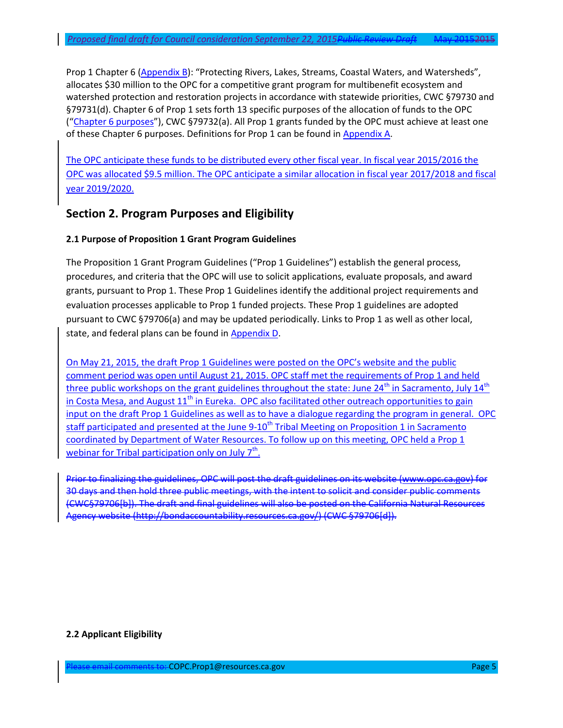Prop 1 Chapter 6 (Appendix B): "Protecting Rivers, Lakes, Streams, Coastal Waters, and Watersheds", allocates $30 million to the OPC for a competitive grant program for multibenefit ecosystem and watershed protection and restoration projects in accordance with statewide priorities, CWC §79730 and §79731(d). Chapter 6 of Prop 1 sets forth 13 specific purposes of the allocation of funds to the OPC ("Chapter 6 purposes"), CWC §79732(a). All Prop 1 grants funded by the OPC must achieve at least one of these Chapter 6 purposes. Definitions for Prop 1 can be found in Appendix A.

The OPC anticipate these funds to be distributed every other fiscal year. In fiscal year 2015/2016 the OPC was allocated $9.5 million. The OPC anticipate a similar allocation in fiscal year 2017/2018 and fiscal year 2019/2020.

## Section 2. Program Purposes and Eligibility

### 2.1 Purpose of Proposition 1 Grant Program Guidelines

The Proposition 1 Grant Program Guidelines ("Prop 1 Guidelines") establish the general process, procedures, and criteria that the OPC will use to solicit applications, evaluate proposals, and award grants, pursuant to Prop 1. These Prop 1 Guidelines identify the additional project requirements and evaluation processes applicable to Prop 1 funded projects. These Prop 1 guidelines are adopted pursuant to CWC §79706(a) and may be updated periodically. Links to Prop 1 as well as other local, state, and federal plans can be found in Appendix D.

On May 21, 2015, the draft Prop 1 Guidelines were posted on the OPC's website and the public comment period was open until August 21, 2015. OPC staff met the requirements of Prop 1 and held three public workshops on the grant guidelines throughout the state: June 24th in Sacramento, July 14th in Costa Mesa, and August 11th in Eureka. OPC also facilitated other outreach opportunities to gain input on the draft Prop 1 Guidelines as well as to have a dialogue regarding the program in general. OPC staff participated and presented at the June 9-10th Tribal Meeting on Proposition 1 in Sacramento coordinated by Department of Water Resources. To follow up on this meeting, OPC held a Prop 1 webinar for Tribal participation only on July 7th.

~~Prior to finalizing the guidelines, OPC will post the draft guidelines on its website (www.opc.ca.gov) for 30 days and then hold three public meetings, with the intent to solicit and consider public comments (CWC§79706[b]). The draft and final guidelines will also be posted on the California Natural Resources Agency website (http://bondaccountability.resources.ca.gov/) (CWC §79706[d]).~~

### 2.2 Applicant Eligibility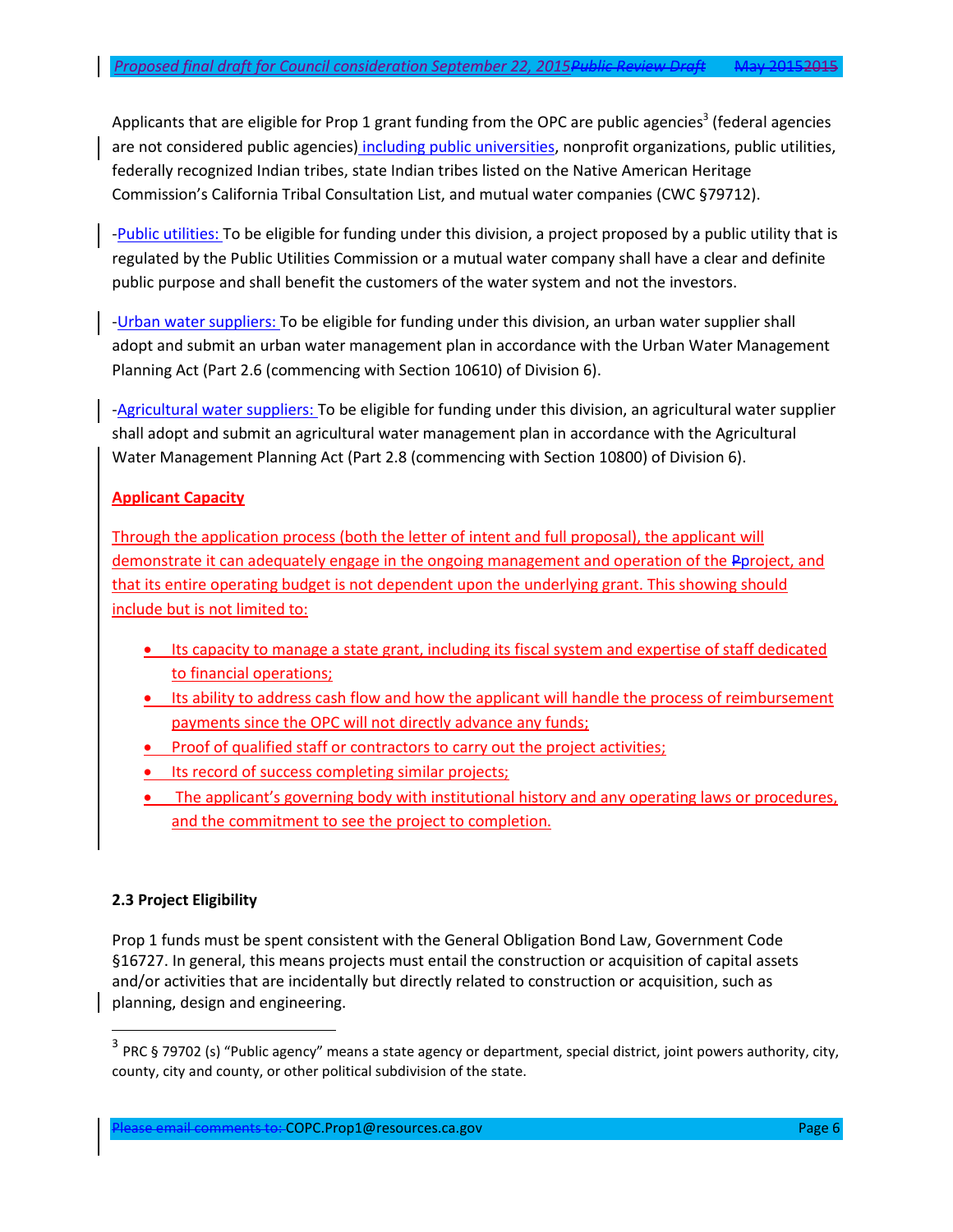Applicants that are eligible for Prop 1 grant funding from the OPC are public agencies[3] (federal agencies are not considered public agencies) including public universities, nonprofit organizations, public utilities, federally recognized Indian tribes, state Indian tribes listed on the Native American Heritage Commission's California Tribal Consultation List, and mutual water companies (CWC §79712).

-Public utilities: To be eligible for funding under this division, a project proposed by a public utility that is regulated by the Public Utilities Commission or a mutual water company shall have a clear and definite public purpose and shall benefit the customers of the water system and not the investors.

-Urban water suppliers: To be eligible for funding under this division, an urban water supplier shall adopt and submit an urban water management plan in accordance with the Urban Water Management Planning Act (Part 2.6 (commencing with Section 10610) of Division 6).

-Agricultural water suppliers: To be eligible for funding under this division, an agricultural water supplier shall adopt and submit an agricultural water management plan in accordance with the Agricultural Water Management Planning Act (Part 2.8 (commencing with Section 10800) of Division 6).

**Applicant Capacity**

Through the application process (both the letter of intent and full proposal), the applicant will demonstrate it can adequately engage in the ongoing management and operation of the project, and that its entire operating budget is not dependent upon the underlying grant. This showing should include but is not limited to:

- Its capacity to manage a state grant, including its fiscal system and expertise of staff dedicated to financial operations;
- Its ability to address cash flow and how the applicant will handle the process of reimbursement payments since the OPC will not directly advance any funds;
- Proof of qualified staff or contractors to carry out the project activities;
- Its record of success completing similar projects;
- The applicant's governing body with institutional history and any operating laws or procedures, and the commitment to see the project to completion.

### 2.3 Project Eligibility

Prop 1 funds must be spent consistent with the General Obligation Bond Law, Government Code §16727. In general, this means projects must entail the construction or acquisition of capital assets and/or activities that are incidentally but directly related to construction or acquisition, such as planning, design and engineering.

[3] PRC § 79702 (s) "Public agency" means a state agency or department, special district, joint powers authority, city, county, city and county, or other political subdivision of the state.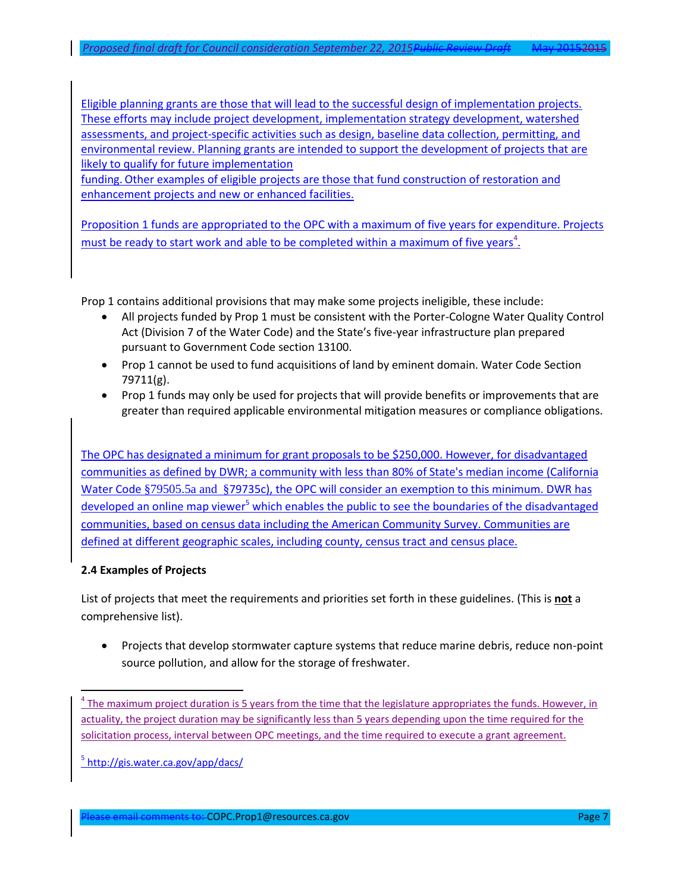Eligible planning grants are those that will lead to the successful design of implementation projects. These efforts may include project development, implementation strategy development, watershed assessments, and project-specific activities such as design, baseline data collection, permitting, and environmental review. Planning grants are intended to support the development of projects that are likely to qualify for future implementation funding. Other examples of eligible projects are those that fund construction of restoration and enhancement projects and new or enhanced facilities.

Proposition 1 funds are appropriated to the OPC with a maximum of five years for expenditure. Projects must be ready to start work and able to be completed within a maximum of five years[4].

Prop 1 contains additional provisions that may make some projects ineligible, these include:

- All projects funded by Prop 1 must be consistent with the Porter-Cologne Water Quality Control Act (Division 7 of the Water Code) and the State's five-year infrastructure plan prepared pursuant to Government Code section 13100.
- Prop 1 cannot be used to fund acquisitions of land by eminent domain. Water Code Section 79711(g).
- Prop 1 funds may only be used for projects that will provide benefits or improvements that are greater than required applicable environmental mitigation measures or compliance obligations.

The OPC has designated a minimum for grant proposals to be $250,000. However, for disadvantaged communities as defined by DWR; a community with less than 80% of State's median income (California Water Code §79505.5a and §79735c), the OPC will consider an exemption to this minimum. DWR has developed an online map viewer[5] which enables the public to see the boundaries of the disadvantaged communities, based on census data including the American Community Survey. Communities are defined at different geographic scales, including county, census tract and census place.

### 2.4 Examples of Projects

List of projects that meet the requirements and priorities set forth in these guidelines. (This is **not** a comprehensive list).

- Projects that develop stormwater capture systems that reduce marine debris, reduce non-point source pollution, and allow for the storage of freshwater.

---

[4] The maximum project duration is 5 years from the time that the legislature appropriates the funds. However, in actuality, the project duration may be significantly less than 5 years depending upon the time required for the solicitation process, interval between OPC meetings, and the time required to execute a grant agreement.

[5] http://gis.water.ca.gov/app/dacs/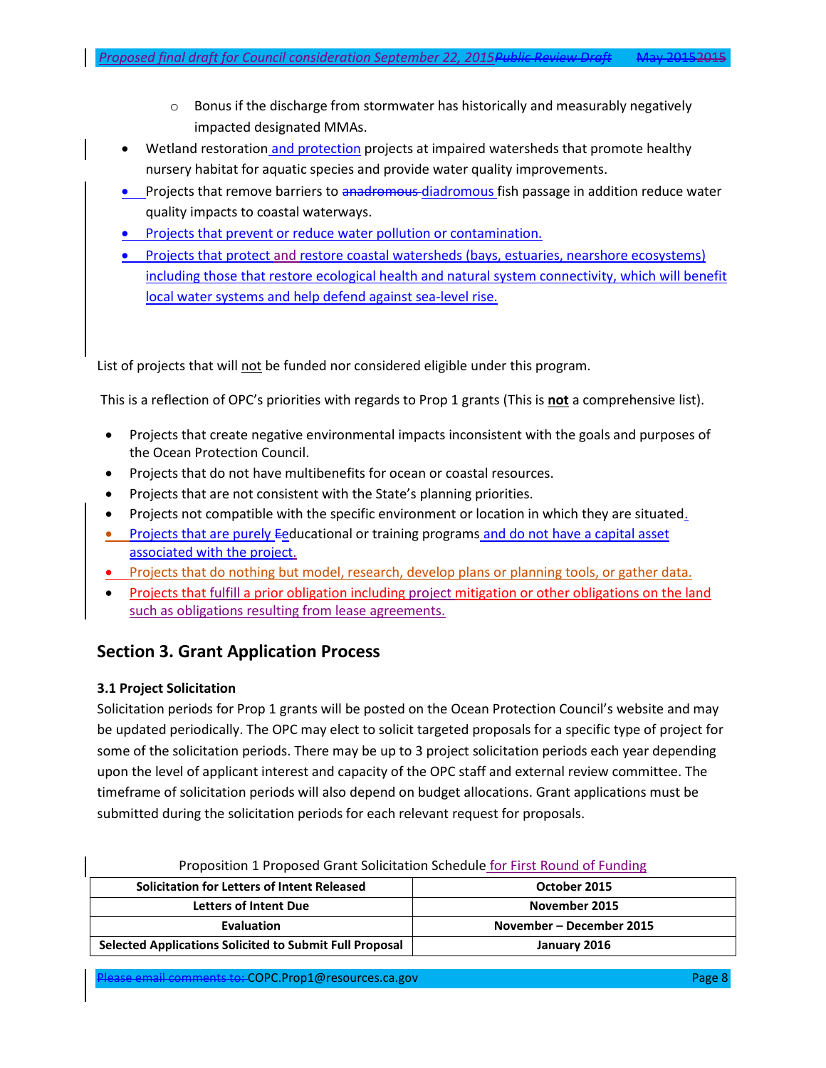- Bonus if the discharge from stormwater has historically and measurably negatively impacted designated MMAs.

- Wetland restoration and protection projects at impaired watersheds that promote healthy nursery habitat for aquatic species and provide water quality improvements.
- Projects that remove barriers to ~~anadromous~~ diadromous fish passage in addition reduce water quality impacts to coastal waterways.
- Projects that prevent or reduce water pollution or contamination.
- Projects that protect and restore coastal watersheds (bays, estuaries, nearshore ecosystems) including those that restore ecological health and natural system connectivity, which will benefit local water systems and help defend against sea-level rise.

List of projects that will not be funded nor considered eligible under this program.

This is a reflection of OPC's priorities with regards to Prop 1 grants (This is **not** a comprehensive list).

- Projects that create negative environmental impacts inconsistent with the goals and purposes of the Ocean Protection Council.
- Projects that do not have multibenefits for ocean or coastal resources.
- Projects that are not consistent with the State's planning priorities.
- Projects not compatible with the specific environment or location in which they are situated.
- Projects that are purely ~~E~~educational or training programs and do not have a capital asset associated with the project.
- Projects that do nothing but model, research, develop plans or planning tools, or gather data.
- Projects that fulfill a prior obligation including project mitigation or other obligations on the land such as obligations resulting from lease agreements.

## Section 3. Grant Application Process

### 3.1 Project Solicitation

Solicitation periods for Prop 1 grants will be posted on the Ocean Protection Council's website and may be updated periodically. The OPC may elect to solicit targeted proposals for a specific type of project for some of the solicitation periods. There may be up to 3 project solicitation periods each year depending upon the level of applicant interest and capacity of the OPC staff and external review committee. The timeframe of solicitation periods will also depend on budget allocations. Grant applications must be submitted during the solicitation periods for each relevant request for proposals.

Proposition 1 Proposed Grant Solicitation Schedule for First Round of Funding

| Solicitation for Letters of Intent Released | October 2015 |
|---|---|
| Letters of Intent Due | November 2015 |
| Evaluation | November – December 2015 |
| Selected Applications Solicited to Submit Full Proposal | January 2016 |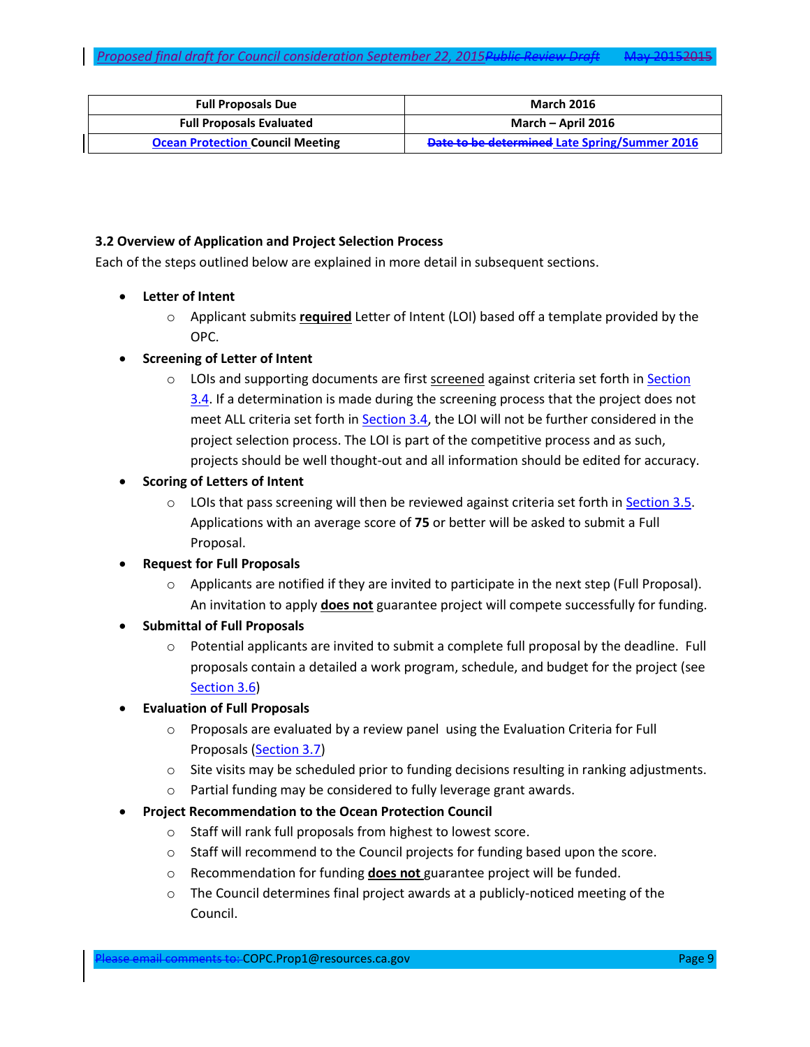| Full Proposals Due | March 2016 |
|---|---|
| Full Proposals Evaluated | March – April 2016 |
| Ocean Protection Council Meeting | ~~Date to be determined~~ Late Spring/Summer 2016 |

### 3.2 Overview of Application and Project Selection Process

Each of the steps outlined below are explained in more detail in subsequent sections.

- **Letter of Intent**
  - Applicant submits **required** Letter of Intent (LOI) based off a template provided by the OPC.
- **Screening of Letter of Intent**
  - LOIs and supporting documents are first screened against criteria set forth in Section 3.4. If a determination is made during the screening process that the project does not meet ALL criteria set forth in Section 3.4, the LOI will not be further considered in the project selection process. The LOI is part of the competitive process and as such, projects should be well thought-out and all information should be edited for accuracy.
- **Scoring of Letters of Intent**
  - LOIs that pass screening will then be reviewed against criteria set forth in Section 3.5. Applications with an average score of **75** or better will be asked to submit a Full Proposal.
- **Request for Full Proposals**
  - Applicants are notified if they are invited to participate in the next step (Full Proposal). An invitation to apply **does not** guarantee project will compete successfully for funding.
- **Submittal of Full Proposals**
  - Potential applicants are invited to submit a complete full proposal by the deadline. Full proposals contain a detailed a work program, schedule, and budget for the project (see Section 3.6)
- **Evaluation of Full Proposals**
  - Proposals are evaluated by a review panel using the Evaluation Criteria for Full Proposals (Section 3.7)
  - Site visits may be scheduled prior to funding decisions resulting in ranking adjustments.
  - Partial funding may be considered to fully leverage grant awards.
- **Project Recommendation to the Ocean Protection Council**
  - Staff will rank full proposals from highest to lowest score.
  - Staff will recommend to the Council projects for funding based upon the score.
  - Recommendation for funding **does not** guarantee project will be funded.
  - The Council determines final project awards at a publicly-noticed meeting of the Council.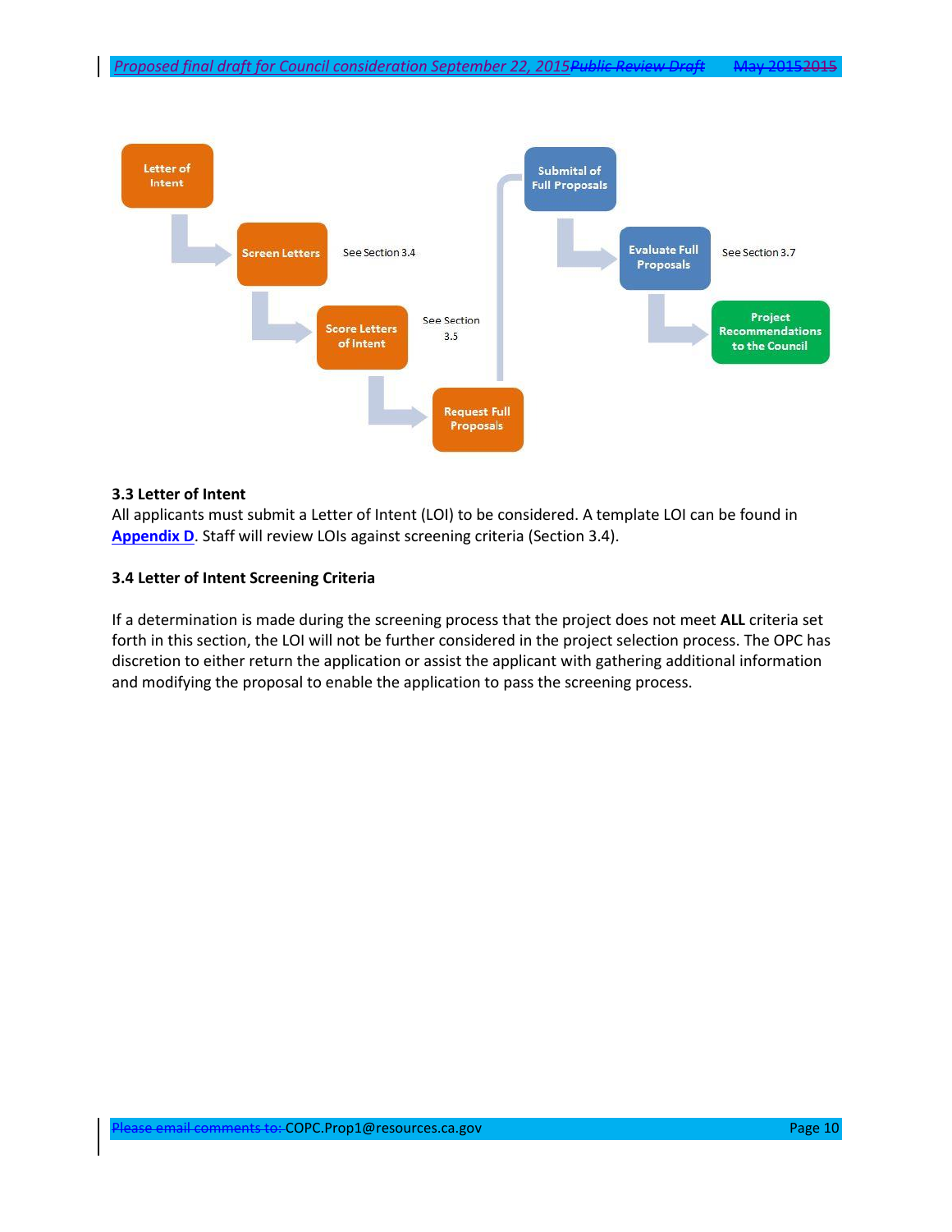Letter of Intent

Screen Letters — See Section 3.4

Score Letters of Intent — See Section 3.5

Request Full Proposals

Submittal of Full Proposals

Evaluate Full Proposals — See Section 3.7

Project Recommendations to the Council

### 3.3 Letter of Intent

All applicants must submit a Letter of Intent (LOI) to be considered. A template LOI can be found in **Appendix D**. Staff will review LOIs against screening criteria (Section 3.4).

### 3.4 Letter of Intent Screening Criteria

If a determination is made during the screening process that the project does not meet **ALL** criteria set forth in this section, the LOI will not be further considered in the project selection process. The OPC has discretion to either return the application or assist the applicant with gathering additional information and modifying the proposal to enable the application to pass the screening process.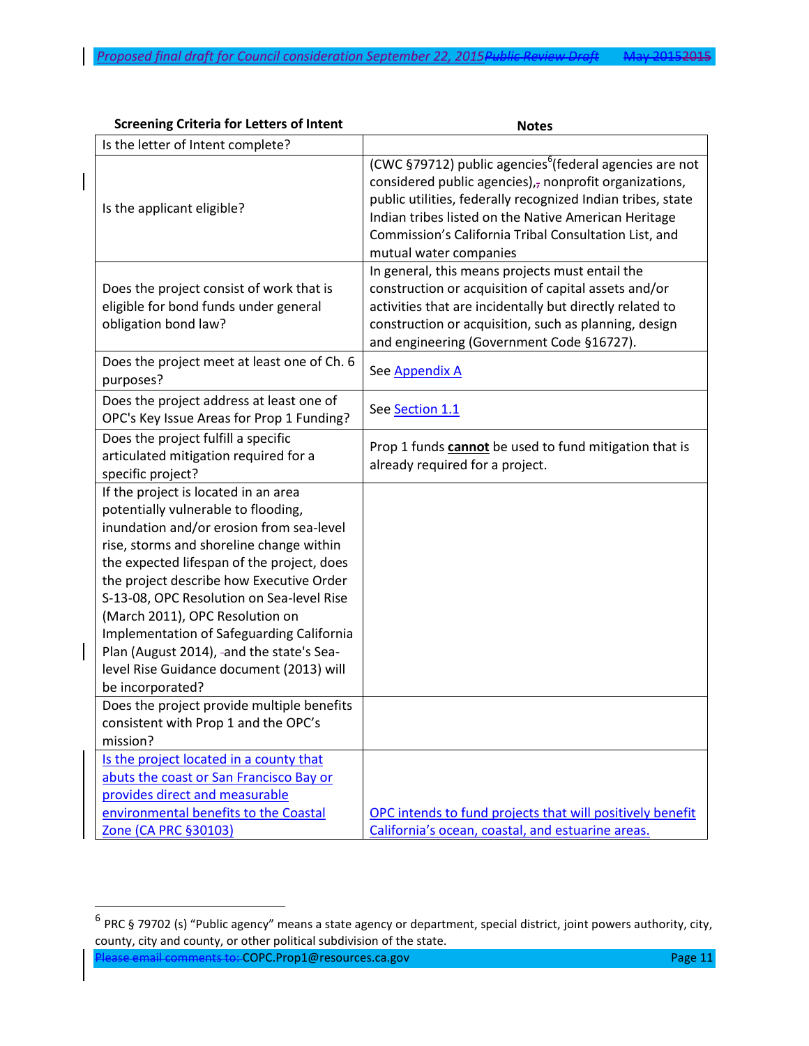| Screening Criteria for Letters of Intent | Notes |
|---|---|
| Is the letter of Intent complete? | |
| Is the applicant eligible? | (CWC §79712) public agencies[6](federal agencies are not considered public agencies), nonprofit organizations, public utilities, federally recognized Indian tribes, state Indian tribes listed on the Native American Heritage Commission's California Tribal Consultation List, and mutual water companies |
| Does the project consist of work that is eligible for bond funds under general obligation bond law? | In general, this means projects must entail the construction or acquisition of capital assets and/or activities that are incidentally but directly related to construction or acquisition, such as planning, design and engineering (Government Code §16727). |
| Does the project meet at least one of Ch. 6 purposes? | See Appendix A |
| Does the project address at least one of OPC's Key Issue Areas for Prop 1 Funding? | See Section 1.1 |
| Does the project fulfill a specific articulated mitigation required for a specific project? | Prop 1 funds **cannot** be used to fund mitigation that is already required for a project. |
| If the project is located in an area potentially vulnerable to flooding, inundation and/or erosion from sea-level rise, storms and shoreline change within the expected lifespan of the project, does the project describe how Executive Order S-13-08, OPC Resolution on Sea-level Rise (March 2011), OPC Resolution on Implementation of Safeguarding California Plan (August 2014), and the state's Sea-level Rise Guidance document (2013) will be incorporated? | |
| Does the project provide multiple benefits consistent with Prop 1 and the OPC's mission? | |
| Is the project located in a county that abuts the coast or San Francisco Bay or provides direct and measurable environmental benefits to the Coastal Zone (CA PRC §30103) | OPC intends to fund projects that will positively benefit California's ocean, coastal, and estuarine areas. |

[6] PRC § 79702 (s) "Public agency" means a state agency or department, special district, joint powers authority, city, county, city and county, or other political subdivision of the state.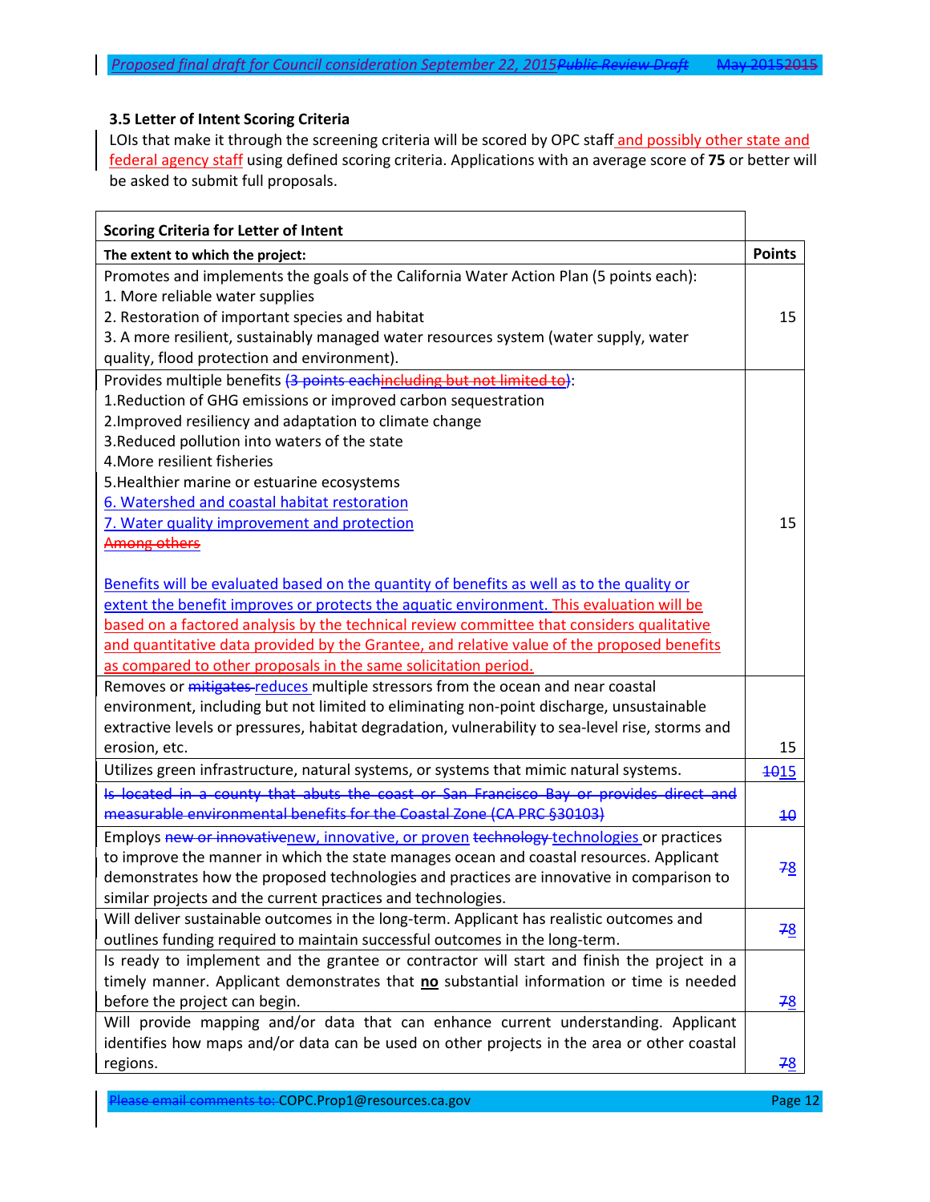### 3.5 Letter of Intent Scoring Criteria

LOIs that make it through the screening criteria will be scored by OPC staff and possibly other state and federal agency staff using defined scoring criteria. Applications with an average score of **75** or better will be asked to submit full proposals.

| Scoring Criteria for Letter of Intent | |
|---|---|
| **The extent to which the project:** | **Points** |
| Promotes and implements the goals of the California Water Action Plan (5 points each):<br>1. More reliable water supplies<br>2. Restoration of important species and habitat<br>3. A more resilient, sustainably managed water resources system (water supply, water quality, flood protection and environment). | 15 |
| Provides multiple benefits ~~(3 points each~~~~including but not limited to~~):<br>1.Reduction of GHG emissions or improved carbon sequestration<br>2.Improved resiliency and adaptation to climate change<br>3.Reduced pollution into waters of the state<br>4.More resilient fisheries<br>5.Healthier marine or estuarine ecosystems<br>6. Watershed and coastal habitat restoration<br>7. Water quality improvement and protection<br>~~Among others~~<br><br>Benefits will be evaluated based on the quantity of benefits as well as to the quality or extent the benefit improves or protects the aquatic environment. This evaluation will be based on a factored analysis by the technical review committee that considers qualitative and quantitative data provided by the Grantee, and relative value of the proposed benefits as compared to other proposals in the same solicitation period. | 15 |
| Removes or ~~mitigates~~ reduces multiple stressors from the ocean and near coastal environment, including but not limited to eliminating non-point discharge, unsustainable extractive levels or pressures, habitat degradation, vulnerability to sea-level rise, storms and erosion, etc. | 15 |
| Utilizes green infrastructure, natural systems, or systems that mimic natural systems. | ~~10~~15 |
| ~~Is located in a county that abuts the coast or San Francisco Bay or provides direct and measurable environmental benefits for the Coastal Zone (CA PRC §30103)~~ | ~~10~~ |
| Employs ~~new or innovative~~new, innovative, or proven ~~technology~~ technologies or practices to improve the manner in which the state manages ocean and coastal resources. Applicant demonstrates how the proposed technologies and practices are innovative in comparison to similar projects and the current practices and technologies. | ~~7~~8 |
| Will deliver sustainable outcomes in the long-term. Applicant has realistic outcomes and outlines funding required to maintain successful outcomes in the long-term. | ~~7~~8 |
| Is ready to implement and the grantee or contractor will start and finish the project in a timely manner. Applicant demonstrates that **no** substantial information or time is needed before the project can begin. | ~~7~~8 |
| Will provide mapping and/or data that can enhance current understanding. Applicant identifies how maps and/or data can be used on other projects in the area or other coastal regions. | ~~7~~8 |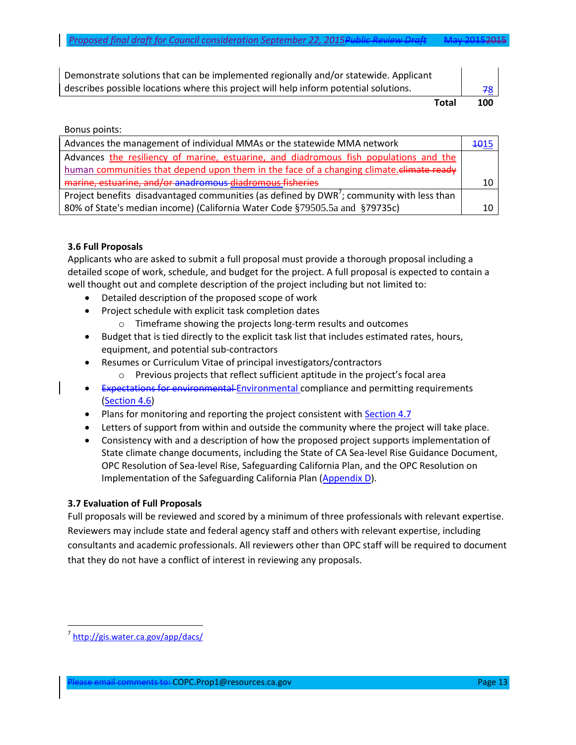| | |
|---|---|
| Demonstrate solutions that can be implemented regionally and/or statewide. Applicant describes possible locations where this project will help inform potential solutions. | ~~7~~8 |
| **Total** | **100** |

Bonus points:

| | |
|---|---|
| Advances the management of individual MMAs or the statewide MMA network | ~~10~~15 |
| Advances the resiliency of marine, estuarine, and diadromous fish populations and the human communities that depend upon them in the face of a changing climate.~~climate ready marine, estuarine, and/or anadromous diadromous fisheries~~ | 10 |
| Project benefits disadvantaged communities (as defined by DWR[7]; community with less than 80% of State's median income) (California Water Code §79505.5a and §79735c) | 10 |

### 3.6 Full Proposals

Applicants who are asked to submit a full proposal must provide a thorough proposal including a detailed scope of work, schedule, and budget for the project. A full proposal is expected to contain a well thought out and complete description of the project including but not limited to:

- Detailed description of the proposed scope of work
- Project schedule with explicit task completion dates
  - Timeframe showing the projects long-term results and outcomes
- Budget that is tied directly to the explicit task list that includes estimated rates, hours, equipment, and potential sub-contractors
- Resumes or Curriculum Vitae of principal investigators/contractors
  - Previous projects that reflect sufficient aptitude in the project's focal area
- ~~Expectations for environmental~~ Environmental compliance and permitting requirements (Section 4.6)
- Plans for monitoring and reporting the project consistent with Section 4.7
- Letters of support from within and outside the community where the project will take place.
- Consistency with and a description of how the proposed project supports implementation of State climate change documents, including the State of CA Sea-level Rise Guidance Document, OPC Resolution of Sea-level Rise, Safeguarding California Plan, and the OPC Resolution on Implementation of the Safeguarding California Plan (Appendix D).

### 3.7 Evaluation of Full Proposals

Full proposals will be reviewed and scored by a minimum of three professionals with relevant expertise. Reviewers may include state and federal agency staff and others with relevant expertise, including consultants and academic professionals. All reviewers other than OPC staff will be required to document that they do not have a conflict of interest in reviewing any proposals.

[7] http://gis.water.ca.gov/app/dacs/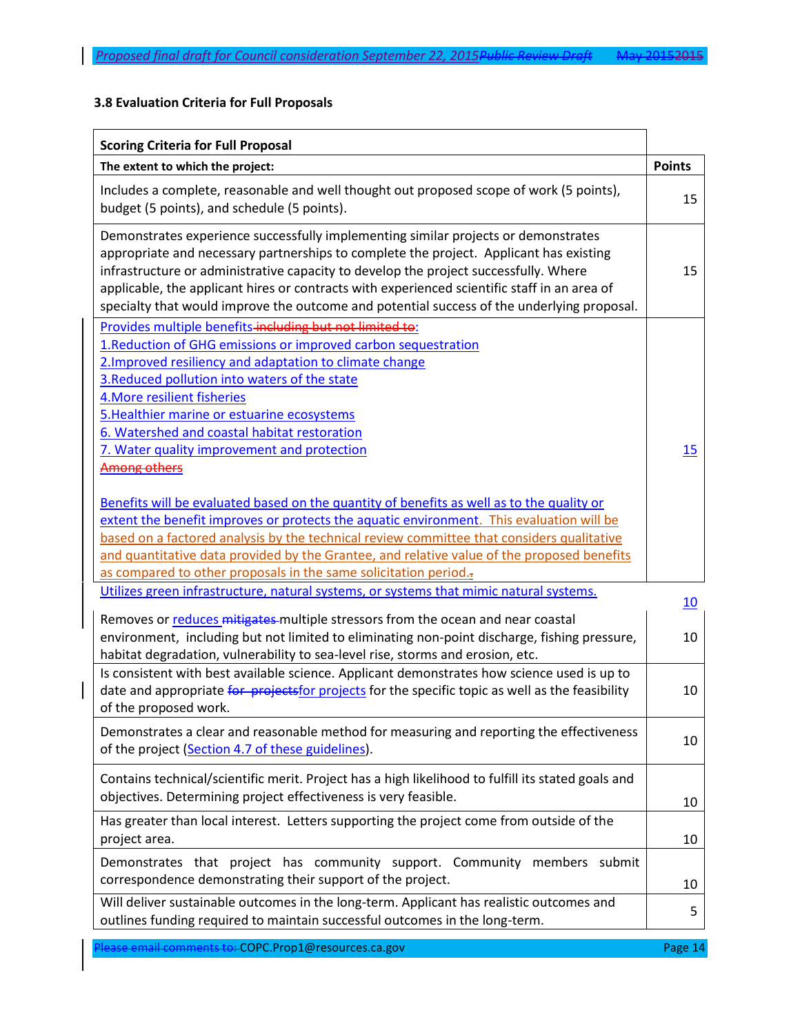### 3.8 Evaluation Criteria for Full Proposals

| **Scoring Criteria for Full Proposal** | |
|---|---|
| **The extent to which the project:** | **Points** |
| Includes a complete, reasonable and well thought out proposed scope of work (5 points), budget (5 points), and schedule (5 points). | 15 |
| Demonstrates experience successfully implementing similar projects or demonstrates appropriate and necessary partnerships to complete the project. Applicant has existing infrastructure or administrative capacity to develop the project successfully. Where applicable, the applicant hires or contracts with experienced scientific staff in an area of specialty that would improve the outcome and potential success of the underlying proposal. | 15 |
| Provides multiple benefits ~~including but not limited to~~:<br>1.Reduction of GHG emissions or improved carbon sequestration<br>2.Improved resiliency and adaptation to climate change<br>3.Reduced pollution into waters of the state<br>4.More resilient fisheries<br>5.Healthier marine or estuarine ecosystems<br>6. Watershed and coastal habitat restoration<br>7. Water quality improvement and protection<br>~~Among others~~<br><br>Benefits will be evaluated based on the quantity of benefits as well as to the quality or extent the benefit improves or protects the aquatic environment. This evaluation will be based on a factored analysis by the technical review committee that considers qualitative and quantitative data provided by the Grantee, and relative value of the proposed benefits as compared to other proposals in the same solicitation period. | 15 |
| Utilizes green infrastructure, natural systems, or systems that mimic natural systems. | 10 |
| Removes or reduces ~~mitigates~~ multiple stressors from the ocean and near coastal environment, including but not limited to eliminating non-point discharge, fishing pressure, habitat degradation, vulnerability to sea-level rise, storms and erosion, etc. | 10 |
| Is consistent with best available science. Applicant demonstrates how science used is up to date and appropriate ~~for projects~~for projects for the specific topic as well as the feasibility of the proposed work. | 10 |
| Demonstrates a clear and reasonable method for measuring and reporting the effectiveness of the project (Section 4.7 of these guidelines). | 10 |
| Contains technical/scientific merit. Project has a high likelihood to fulfill its stated goals and objectives. Determining project effectiveness is very feasible. | 10 |
| Has greater than local interest. Letters supporting the project come from outside of the project area. | 10 |
| Demonstrates that project has community support. Community members submit correspondence demonstrating their support of the project. | 10 |
| Will deliver sustainable outcomes in the long-term. Applicant has realistic outcomes and outlines funding required to maintain successful outcomes in the long-term. | 5 |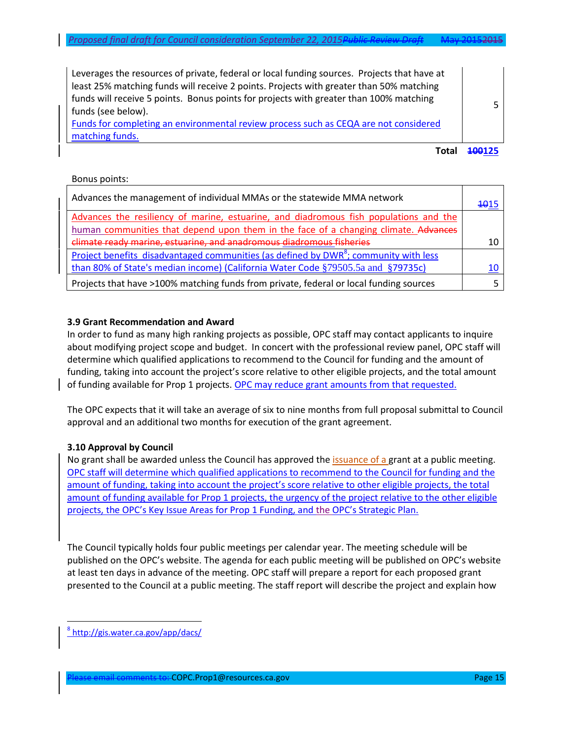| | |
|---|---|
| Leverages the resources of private, federal or local funding sources. Projects that have at least 25% matching funds will receive 2 points. Projects with greater than 50% matching funds will receive 5 points. Bonus points for projects with greater than 100% matching funds (see below). Funds for completing an environmental review process such as CEQA are not considered matching funds. | 5 |
| **Total** | ~~100~~125 |

Bonus points:

| | |
|---|---|
| Advances the management of individual MMAs or the statewide MMA network | ~~10~~15 |
| Advances the resiliency of marine, estuarine, and diadromous fish populations and the human communities that depend upon them in the face of a changing climate. ~~Advances climate ready marine, estuarine, and anadromous~~ diadromous fisheries | 10 |
| Project benefits disadvantaged communities (as defined by DWR[8]; community with less than 80% of State's median income) (California Water Code §79505.5a and §79735c) | 10 |
| Projects that have >100% matching funds from private, federal or local funding sources | 5 |

### 3.9 Grant Recommendation and Award

In order to fund as many high ranking projects as possible, OPC staff may contact applicants to inquire about modifying project scope and budget. In concert with the professional review panel, OPC staff will determine which qualified applications to recommend to the Council for funding and the amount of funding, taking into account the project's score relative to other eligible projects, and the total amount of funding available for Prop 1 projects. OPC may reduce grant amounts from that requested.

The OPC expects that it will take an average of six to nine months from full proposal submittal to Council approval and an additional two months for execution of the grant agreement.

### 3.10 Approval by Council

No grant shall be awarded unless the Council has approved the issuance of a grant at a public meeting. OPC staff will determine which qualified applications to recommend to the Council for funding and the amount of funding, taking into account the project's score relative to other eligible projects, the total amount of funding available for Prop 1 projects, the urgency of the project relative to the other eligible projects, the OPC's Key Issue Areas for Prop 1 Funding, and the OPC's Strategic Plan.

The Council typically holds four public meetings per calendar year. The meeting schedule will be published on the OPC's website. The agenda for each public meeting will be published on OPC's website at least ten days in advance of the meeting. OPC staff will prepare a report for each proposed grant presented to the Council at a public meeting. The staff report will describe the project and explain how

[8] http://gis.water.ca.gov/app/dacs/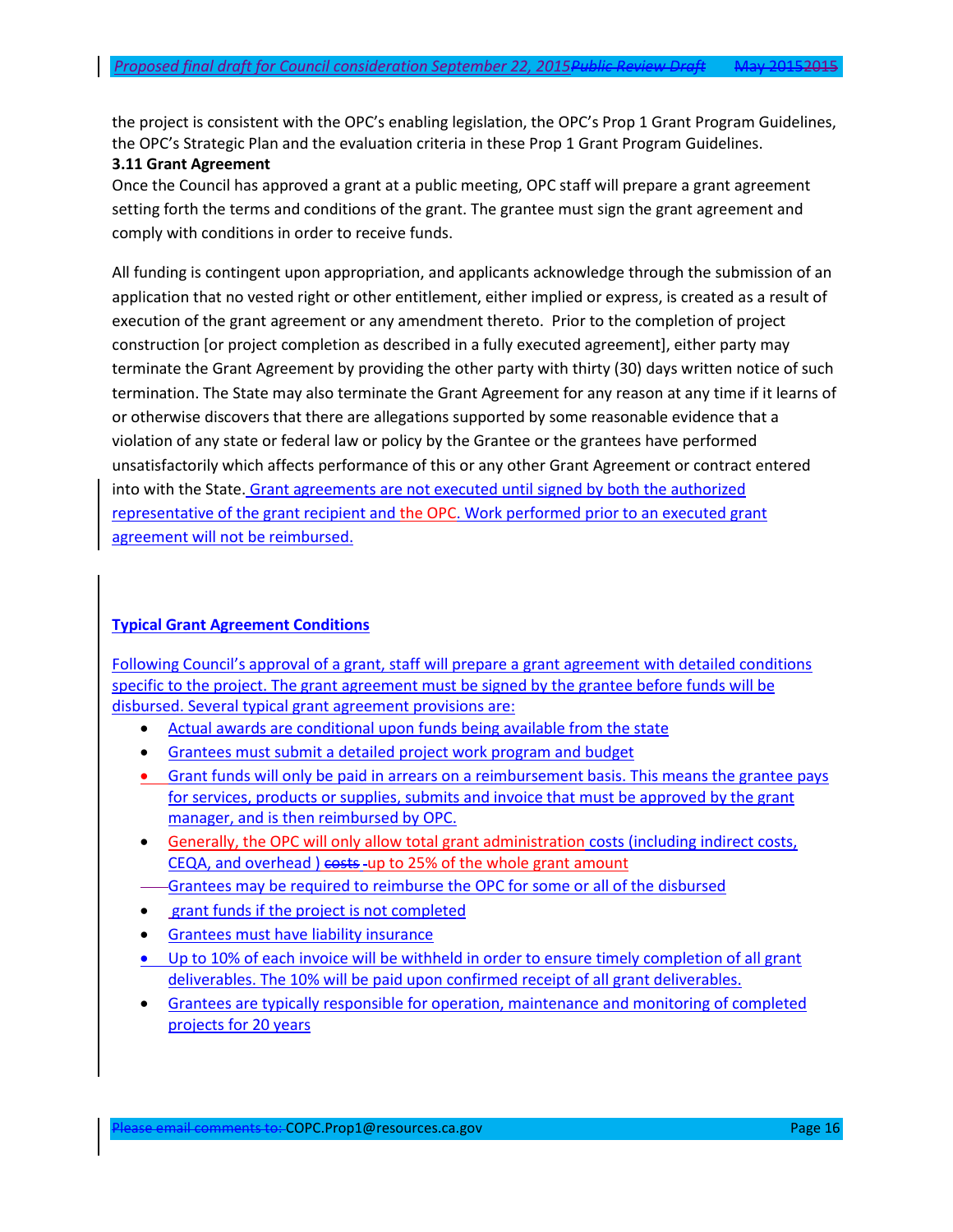the project is consistent with the OPC's enabling legislation, the OPC's Prop 1 Grant Program Guidelines, the OPC's Strategic Plan and the evaluation criteria in these Prop 1 Grant Program Guidelines.

### 3.11 Grant Agreement

Once the Council has approved a grant at a public meeting, OPC staff will prepare a grant agreement setting forth the terms and conditions of the grant. The grantee must sign the grant agreement and comply with conditions in order to receive funds.

All funding is contingent upon appropriation, and applicants acknowledge through the submission of an application that no vested right or other entitlement, either implied or express, is created as a result of execution of the grant agreement or any amendment thereto. Prior to the completion of project construction [or project completion as described in a fully executed agreement], either party may terminate the Grant Agreement by providing the other party with thirty (30) days written notice of such termination. The State may also terminate the Grant Agreement for any reason at any time if it learns of or otherwise discovers that there are allegations supported by some reasonable evidence that a violation of any state or federal law or policy by the Grantee or the grantees have performed unsatisfactorily which affects performance of this or any other Grant Agreement or contract entered into with the State. Grant agreements are not executed until signed by both the authorized representative of the grant recipient and the OPC. Work performed prior to an executed grant agreement will not be reimbursed.

**Typical Grant Agreement Conditions**

Following Council's approval of a grant, staff will prepare a grant agreement with detailed conditions specific to the project. The grant agreement must be signed by the grantee before funds will be disbursed. Several typical grant agreement provisions are:

- Actual awards are conditional upon funds being available from the state
- Grantees must submit a detailed project work program and budget
- Grant funds will only be paid in arrears on a reimbursement basis. This means the grantee pays for services, products or supplies, submits and invoice that must be approved by the grant manager, and is then reimbursed by OPC.
- Generally, the OPC will only allow total grant administration costs (including indirect costs, CEQA, and overhead ) ~~costs~~ up to 25% of the whole grant amount
- Grantees may be required to reimburse the OPC for some or all of the disbursed grant funds if the project is not completed
- Grantees must have liability insurance
- Up to 10% of each invoice will be withheld in order to ensure timely completion of all grant deliverables. The 10% will be paid upon confirmed receipt of all grant deliverables.
- Grantees are typically responsible for operation, maintenance and monitoring of completed projects for 20 years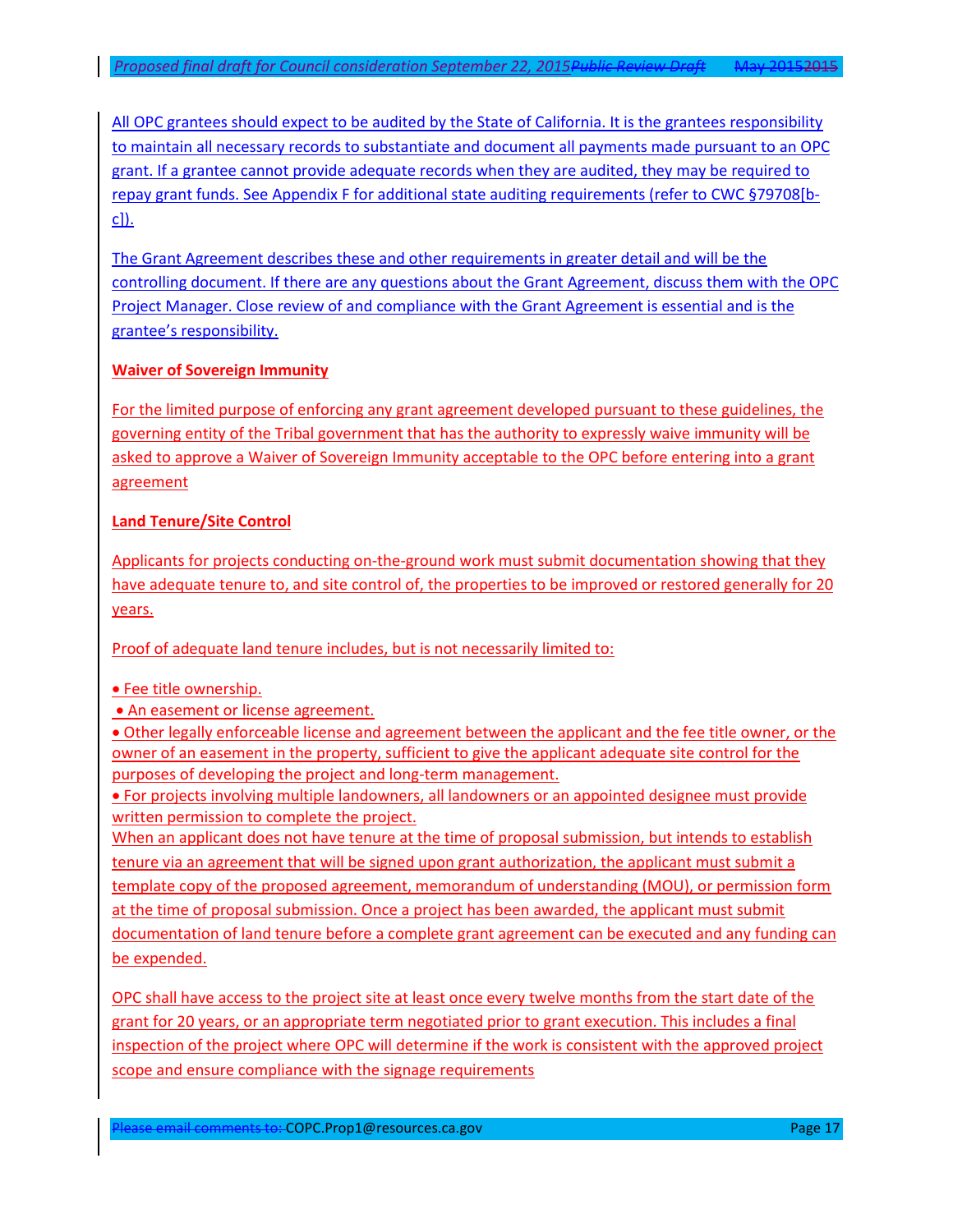All OPC grantees should expect to be audited by the State of California. It is the grantees responsibility to maintain all necessary records to substantiate and document all payments made pursuant to an OPC grant. If a grantee cannot provide adequate records when they are audited, they may be required to repay grant funds. See Appendix F for additional state auditing requirements (refer to CWC §79708[b-c]).

The Grant Agreement describes these and other requirements in greater detail and will be the controlling document. If there are any questions about the Grant Agreement, discuss them with the OPC Project Manager. Close review of and compliance with the Grant Agreement is essential and is the grantee's responsibility.

**Waiver of Sovereign Immunity**

For the limited purpose of enforcing any grant agreement developed pursuant to these guidelines, the governing entity of the Tribal government that has the authority to expressly waive immunity will be asked to approve a Waiver of Sovereign Immunity acceptable to the OPC before entering into a grant agreement

**Land Tenure/Site Control**

Applicants for projects conducting on-the-ground work must submit documentation showing that they have adequate tenure to, and site control of, the properties to be improved or restored generally for 20 years.

Proof of adequate land tenure includes, but is not necessarily limited to:

- Fee title ownership.
- An easement or license agreement.
- Other legally enforceable license and agreement between the applicant and the fee title owner, or the owner of an easement in the property, sufficient to give the applicant adequate site control for the purposes of developing the project and long-term management.
- For projects involving multiple landowners, all landowners or an appointed designee must provide written permission to complete the project.

When an applicant does not have tenure at the time of proposal submission, but intends to establish tenure via an agreement that will be signed upon grant authorization, the applicant must submit a template copy of the proposed agreement, memorandum of understanding (MOU), or permission form at the time of proposal submission. Once a project has been awarded, the applicant must submit documentation of land tenure before a complete grant agreement can be executed and any funding can be expended.

OPC shall have access to the project site at least once every twelve months from the start date of the grant for 20 years, or an appropriate term negotiated prior to grant execution. This includes a final inspection of the project where OPC will determine if the work is consistent with the approved project scope and ensure compliance with the signage requirements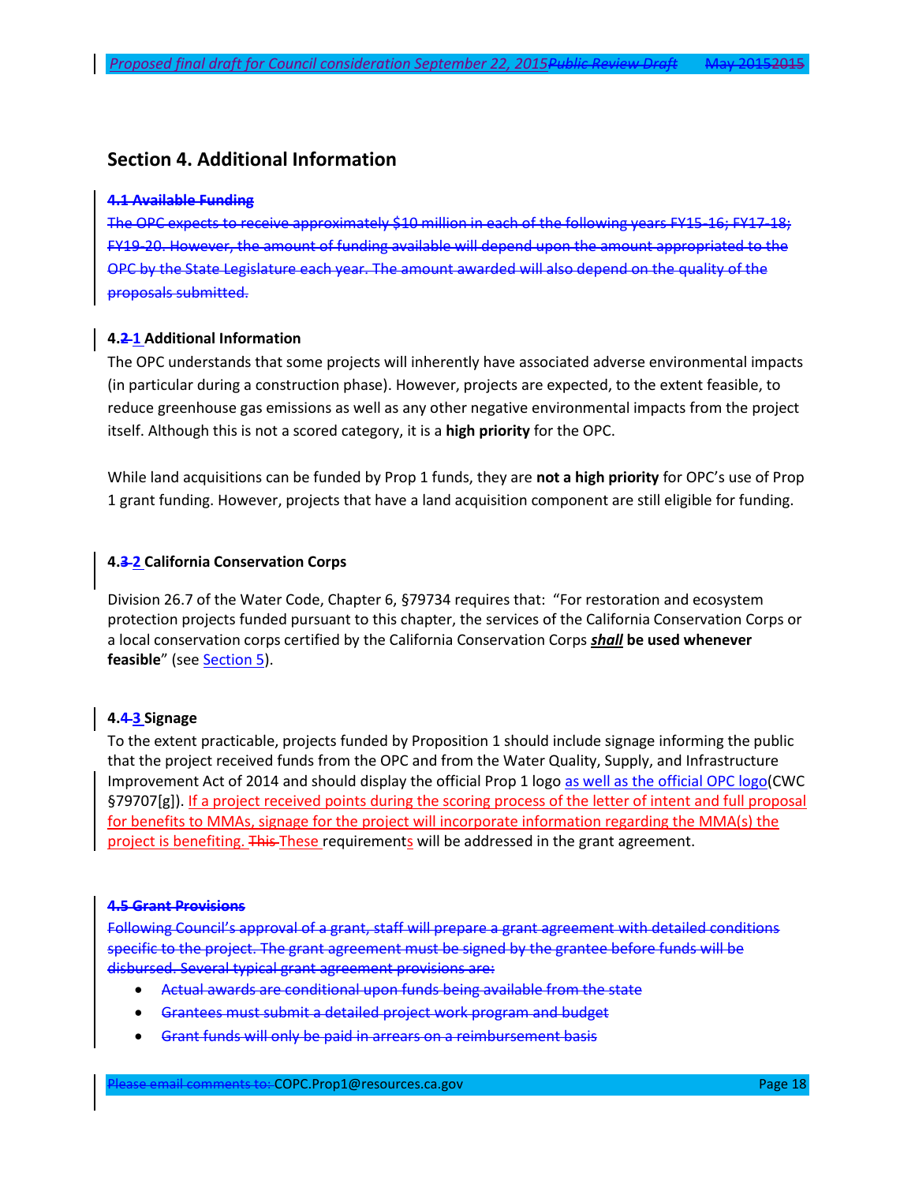## Section 4. Additional Information

~~**4.1 Available Funding**~~

~~The OPC expects to receive approximately $10 million in each of the following years FY15-16; FY17-18; FY19-20. However, the amount of funding available will depend upon the amount appropriated to the OPC by the State Legislature each year. The amount awarded will also depend on the quality of the proposals submitted.~~

### 4.~~2~~ 1 Additional Information

The OPC understands that some projects will inherently have associated adverse environmental impacts (in particular during a construction phase). However, projects are expected, to the extent feasible, to reduce greenhouse gas emissions as well as any other negative environmental impacts from the project itself. Although this is not a scored category, it is a **high priority** for the OPC.

While land acquisitions can be funded by Prop 1 funds, they are **not a high priority** for OPC's use of Prop 1 grant funding. However, projects that have a land acquisition component are still eligible for funding.

### 4.~~3~~ 2 California Conservation Corps

Division 26.7 of the Water Code, Chapter 6, §79734 requires that: "For restoration and ecosystem protection projects funded pursuant to this chapter, the services of the California Conservation Corps or a local conservation corps certified by the California Conservation Corps ***shall*** **be used whenever feasible**" (see Section 5).

### 4.~~4~~ 3 Signage

To the extent practicable, projects funded by Proposition 1 should include signage informing the public that the project received funds from the OPC and from the Water Quality, Supply, and Infrastructure Improvement Act of 2014 and should display the official Prop 1 logo as well as the official OPC logo(CWC §79707[g]). If a project received points during the scoring process of the letter of intent and full proposal for benefits to MMAs, signage for the project will incorporate information regarding the MMA(s) the project is benefiting. ~~This~~ These requirements will be addressed in the grant agreement.

~~**4.5 Grant Provisions**~~

~~Following Council's approval of a grant, staff will prepare a grant agreement with detailed conditions specific to the project. The grant agreement must be signed by the grantee before funds will be disbursed. Several typical grant agreement provisions are:~~

- ~~Actual awards are conditional upon funds being available from the state~~
- ~~Grantees must submit a detailed project work program and budget~~
- ~~Grant funds will only be paid in arrears on a reimbursement basis~~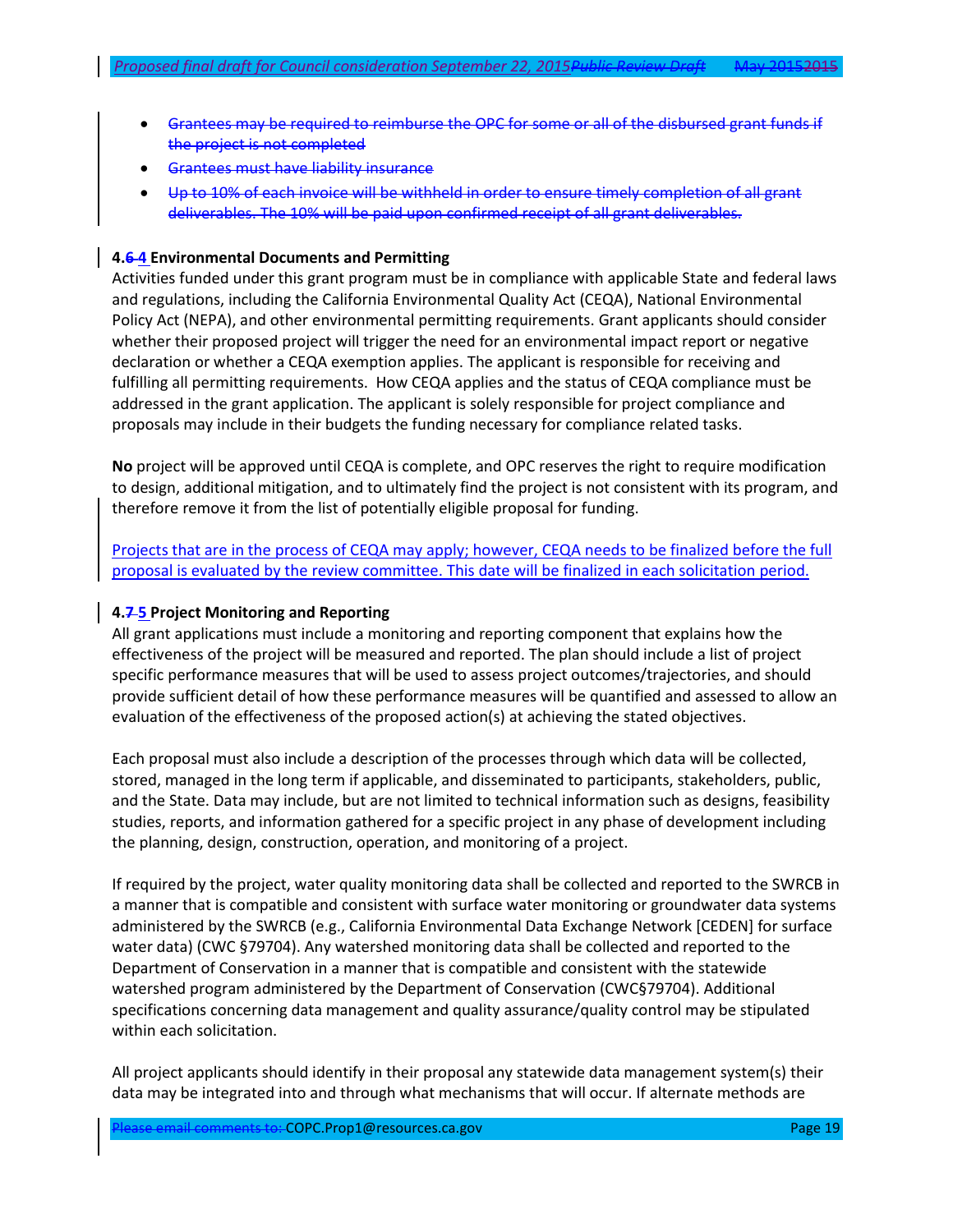- ~~Grantees may be required to reimburse the OPC for some or all of the disbursed grant funds if the project is not completed~~
- ~~Grantees must have liability insurance~~
- ~~Up to 10% of each invoice will be withheld in order to ensure timely completion of all grant deliverables. The 10% will be paid upon confirmed receipt of all grant deliverables.~~

**4.~~6~~ 4 Environmental Documents and Permitting**

Activities funded under this grant program must be in compliance with applicable State and federal laws and regulations, including the California Environmental Quality Act (CEQA), National Environmental Policy Act (NEPA), and other environmental permitting requirements. Grant applicants should consider whether their proposed project will trigger the need for an environmental impact report or negative declaration or whether a CEQA exemption applies. The applicant is responsible for receiving and fulfilling all permitting requirements. How CEQA applies and the status of CEQA compliance must be addressed in the grant application. The applicant is solely responsible for project compliance and proposals may include in their budgets the funding necessary for compliance related tasks.

**No** project will be approved until CEQA is complete, and OPC reserves the right to require modification to design, additional mitigation, and to ultimately find the project is not consistent with its program, and therefore remove it from the list of potentially eligible proposal for funding.

Projects that are in the process of CEQA may apply; however, CEQA needs to be finalized before the full proposal is evaluated by the review committee. This date will be finalized in each solicitation period.

**4.~~7~~ 5 Project Monitoring and Reporting**

All grant applications must include a monitoring and reporting component that explains how the effectiveness of the project will be measured and reported. The plan should include a list of project specific performance measures that will be used to assess project outcomes/trajectories, and should provide sufficient detail of how these performance measures will be quantified and assessed to allow an evaluation of the effectiveness of the proposed action(s) at achieving the stated objectives.

Each proposal must also include a description of the processes through which data will be collected, stored, managed in the long term if applicable, and disseminated to participants, stakeholders, public, and the State. Data may include, but are not limited to technical information such as designs, feasibility studies, reports, and information gathered for a specific project in any phase of development including the planning, design, construction, operation, and monitoring of a project.

If required by the project, water quality monitoring data shall be collected and reported to the SWRCB in a manner that is compatible and consistent with surface water monitoring or groundwater data systems administered by the SWRCB (e.g., California Environmental Data Exchange Network [CEDEN] for surface water data) (CWC §79704). Any watershed monitoring data shall be collected and reported to the Department of Conservation in a manner that is compatible and consistent with the statewide watershed program administered by the Department of Conservation (CWC§79704). Additional specifications concerning data management and quality assurance/quality control may be stipulated within each solicitation.

All project applicants should identify in their proposal any statewide data management system(s) their data may be integrated into and through what mechanisms that will occur. If alternate methods are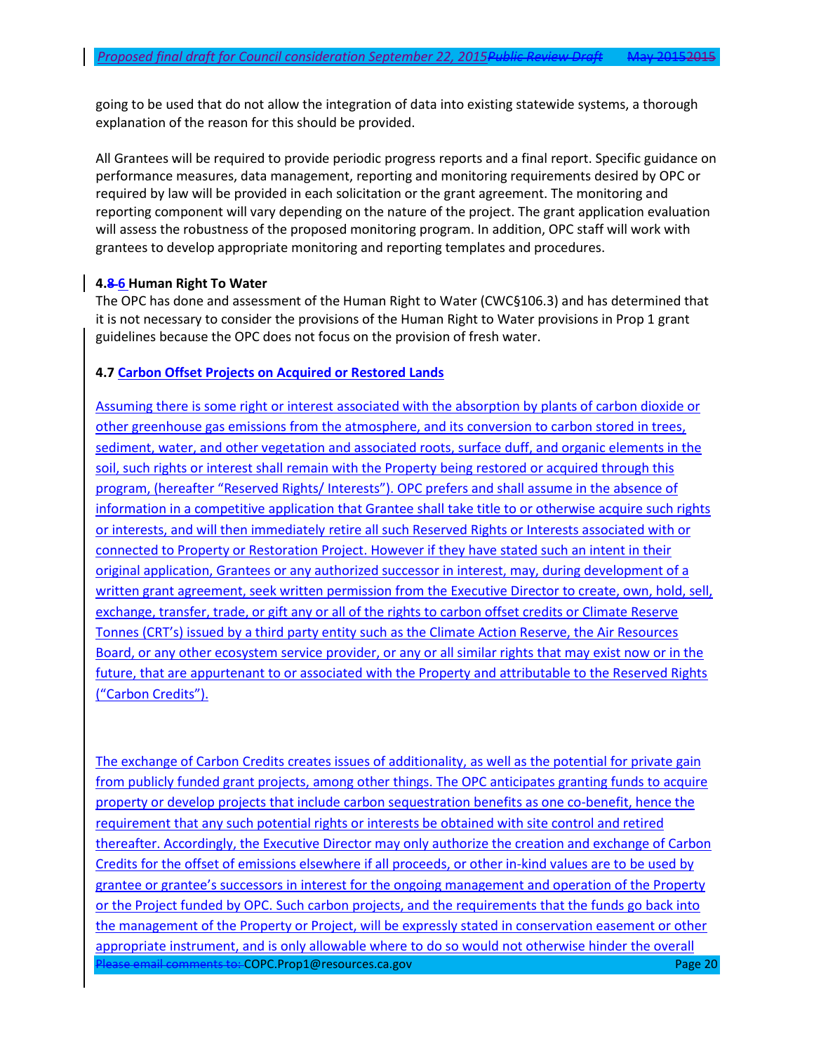going to be used that do not allow the integration of data into existing statewide systems, a thorough explanation of the reason for this should be provided.

All Grantees will be required to provide periodic progress reports and a final report. Specific guidance on performance measures, data management, reporting and monitoring requirements desired by OPC or required by law will be provided in each solicitation or the grant agreement. The monitoring and reporting component will vary depending on the nature of the project. The grant application evaluation will assess the robustness of the proposed monitoring program. In addition, OPC staff will work with grantees to develop appropriate monitoring and reporting templates and procedures.

**4.~~8~~ 6 Human Right To Water**

The OPC has done and assessment of the Human Right to Water (CWC§106.3) and has determined that it is not necessary to consider the provisions of the Human Right to Water provisions in Prop 1 grant guidelines because the OPC does not focus on the provision of fresh water.

**4.7 Carbon Offset Projects on Acquired or Restored Lands**

Assuming there is some right or interest associated with the absorption by plants of carbon dioxide or other greenhouse gas emissions from the atmosphere, and its conversion to carbon stored in trees, sediment, water, and other vegetation and associated roots, surface duff, and organic elements in the soil, such rights or interest shall remain with the Property being restored or acquired through this program, (hereafter "Reserved Rights/ Interests"). OPC prefers and shall assume in the absence of information in a competitive application that Grantee shall take title to or otherwise acquire such rights or interests, and will then immediately retire all such Reserved Rights or Interests associated with or connected to Property or Restoration Project. However if they have stated such an intent in their original application, Grantees or any authorized successor in interest, may, during development of a written grant agreement, seek written permission from the Executive Director to create, own, hold, sell, exchange, transfer, trade, or gift any or all of the rights to carbon offset credits or Climate Reserve Tonnes (CRT's) issued by a third party entity such as the Climate Action Reserve, the Air Resources Board, or any other ecosystem service provider, or any or all similar rights that may exist now or in the future, that are appurtenant to or associated with the Property and attributable to the Reserved Rights ("Carbon Credits").

The exchange of Carbon Credits creates issues of additionality, as well as the potential for private gain from publicly funded grant projects, among other things. The OPC anticipates granting funds to acquire property or develop projects that include carbon sequestration benefits as one co-benefit, hence the requirement that any such potential rights or interests be obtained with site control and retired thereafter. Accordingly, the Executive Director may only authorize the creation and exchange of Carbon Credits for the offset of emissions elsewhere if all proceeds, or other in-kind values are to be used by grantee or grantee's successors in interest for the ongoing management and operation of the Property or the Project funded by OPC. Such carbon projects, and the requirements that the funds go back into the management of the Property or Project, will be expressly stated in conservation easement or other appropriate instrument, and is only allowable where to do so would not otherwise hinder the overall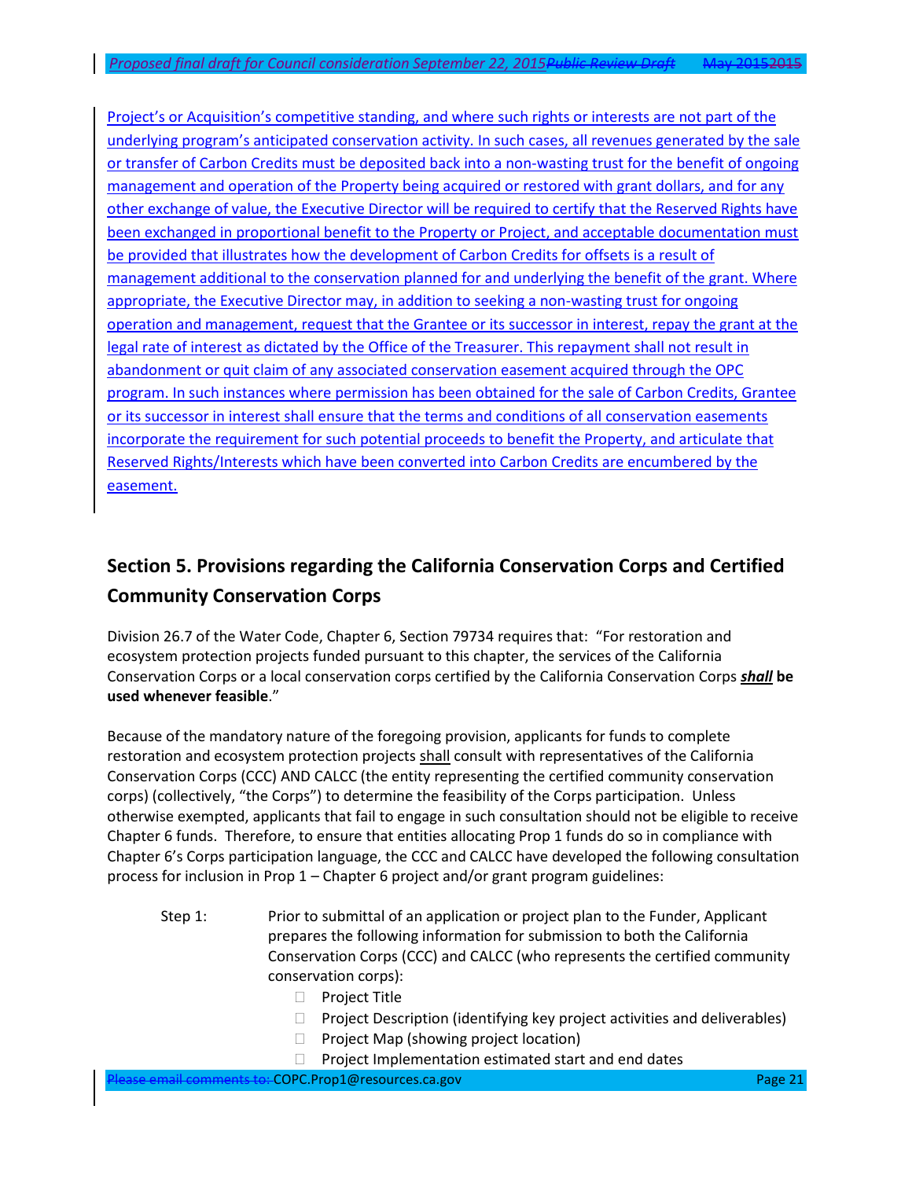Project's or Acquisition's competitive standing, and where such rights or interests are not part of the underlying program's anticipated conservation activity. In such cases, all revenues generated by the sale or transfer of Carbon Credits must be deposited back into a non-wasting trust for the benefit of ongoing management and operation of the Property being acquired or restored with grant dollars, and for any other exchange of value, the Executive Director will be required to certify that the Reserved Rights have been exchanged in proportional benefit to the Property or Project, and acceptable documentation must be provided that illustrates how the development of Carbon Credits for offsets is a result of management additional to the conservation planned for and underlying the benefit of the grant. Where appropriate, the Executive Director may, in addition to seeking a non-wasting trust for ongoing operation and management, request that the Grantee or its successor in interest, repay the grant at the legal rate of interest as dictated by the Office of the Treasurer. This repayment shall not result in abandonment or quit claim of any associated conservation easement acquired through the OPC program. In such instances where permission has been obtained for the sale of Carbon Credits, Grantee or its successor in interest shall ensure that the terms and conditions of all conservation easements incorporate the requirement for such potential proceeds to benefit the Property, and articulate that Reserved Rights/Interests which have been converted into Carbon Credits are encumbered by the easement.

## Section 5. Provisions regarding the California Conservation Corps and Certified Community Conservation Corps

Division 26.7 of the Water Code, Chapter 6, Section 79734 requires that: "For restoration and ecosystem protection projects funded pursuant to this chapter, the services of the California Conservation Corps or a local conservation corps certified by the California Conservation Corps ***shall* be used whenever feasible**."

Because of the mandatory nature of the foregoing provision, applicants for funds to complete restoration and ecosystem protection projects shall consult with representatives of the California Conservation Corps (CCC) AND CALCC (the entity representing the certified community conservation corps) (collectively, "the Corps") to determine the feasibility of the Corps participation. Unless otherwise exempted, applicants that fail to engage in such consultation should not be eligible to receive Chapter 6 funds. Therefore, to ensure that entities allocating Prop 1 funds do so in compliance with Chapter 6's Corps participation language, the CCC and CALCC have developed the following consultation process for inclusion in Prop 1 – Chapter 6 project and/or grant program guidelines:

Step 1: Prior to submittal of an application or project plan to the Funder, Applicant prepares the following information for submission to both the California Conservation Corps (CCC) and CALCC (who represents the certified community conservation corps):

- Project Title
- Project Description (identifying key project activities and deliverables)
- Project Map (showing project location)
- Project Implementation estimated start and end dates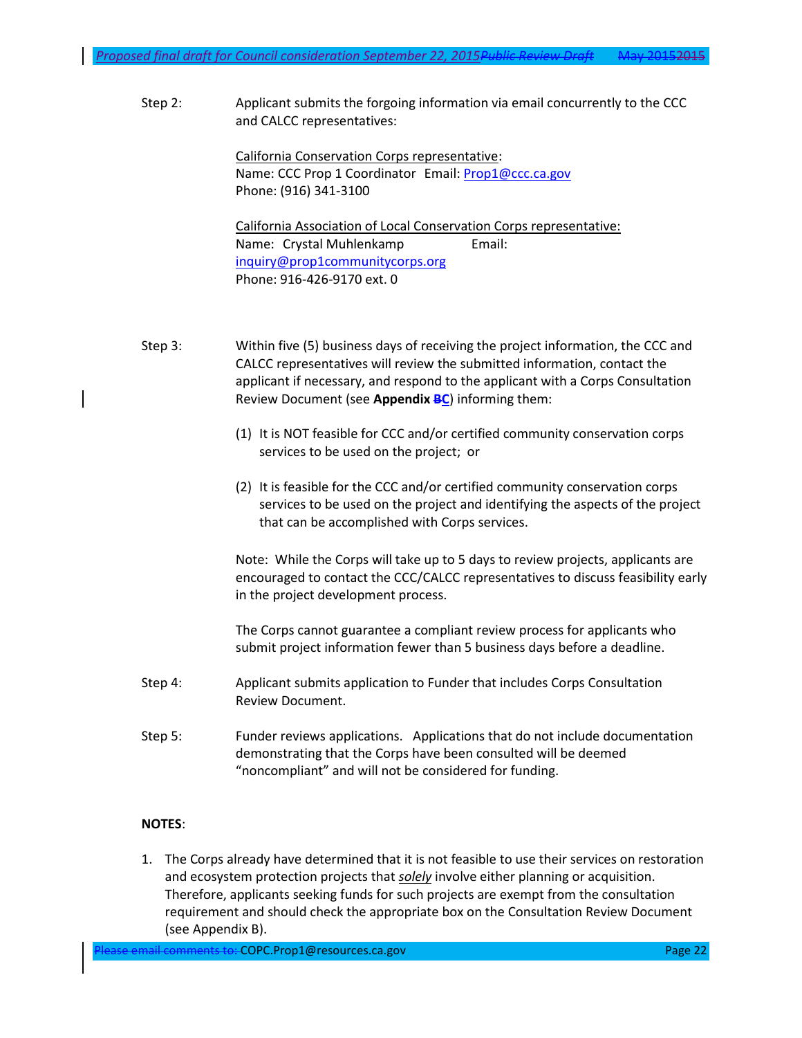Step 2: Applicant submits the forgoing information via email concurrently to the CCC and CALCC representatives:

California Conservation Corps representative:
Name: CCC Prop 1 Coordinator Email: Prop1@ccc.ca.gov
Phone: (916) 341-3100

California Association of Local Conservation Corps representative:
Name: Crystal Muhlenkamp Email: inquiry@prop1communitycorps.org
Phone: 916-426-9170 ext. 0

Step 3: Within five (5) business days of receiving the project information, the CCC and CALCC representatives will review the submitted information, contact the applicant if necessary, and respond to the applicant with a Corps Consultation Review Document (see **Appendix ~~B~~C**) informing them:

(1) It is NOT feasible for CCC and/or certified community conservation corps services to be used on the project; or

(2) It is feasible for the CCC and/or certified community conservation corps services to be used on the project and identifying the aspects of the project that can be accomplished with Corps services.

Note: While the Corps will take up to 5 days to review projects, applicants are encouraged to contact the CCC/CALCC representatives to discuss feasibility early in the project development process.

The Corps cannot guarantee a compliant review process for applicants who submit project information fewer than 5 business days before a deadline.

Step 4: Applicant submits application to Funder that includes Corps Consultation Review Document.

Step 5: Funder reviews applications. Applications that do not include documentation demonstrating that the Corps have been consulted will be deemed "noncompliant" and will not be considered for funding.

**NOTES**:

1. The Corps already have determined that it is not feasible to use their services on restoration and ecosystem protection projects that ***solely*** involve either planning or acquisition. Therefore, applicants seeking funds for such projects are exempt from the consultation requirement and should check the appropriate box on the Consultation Review Document (see Appendix B).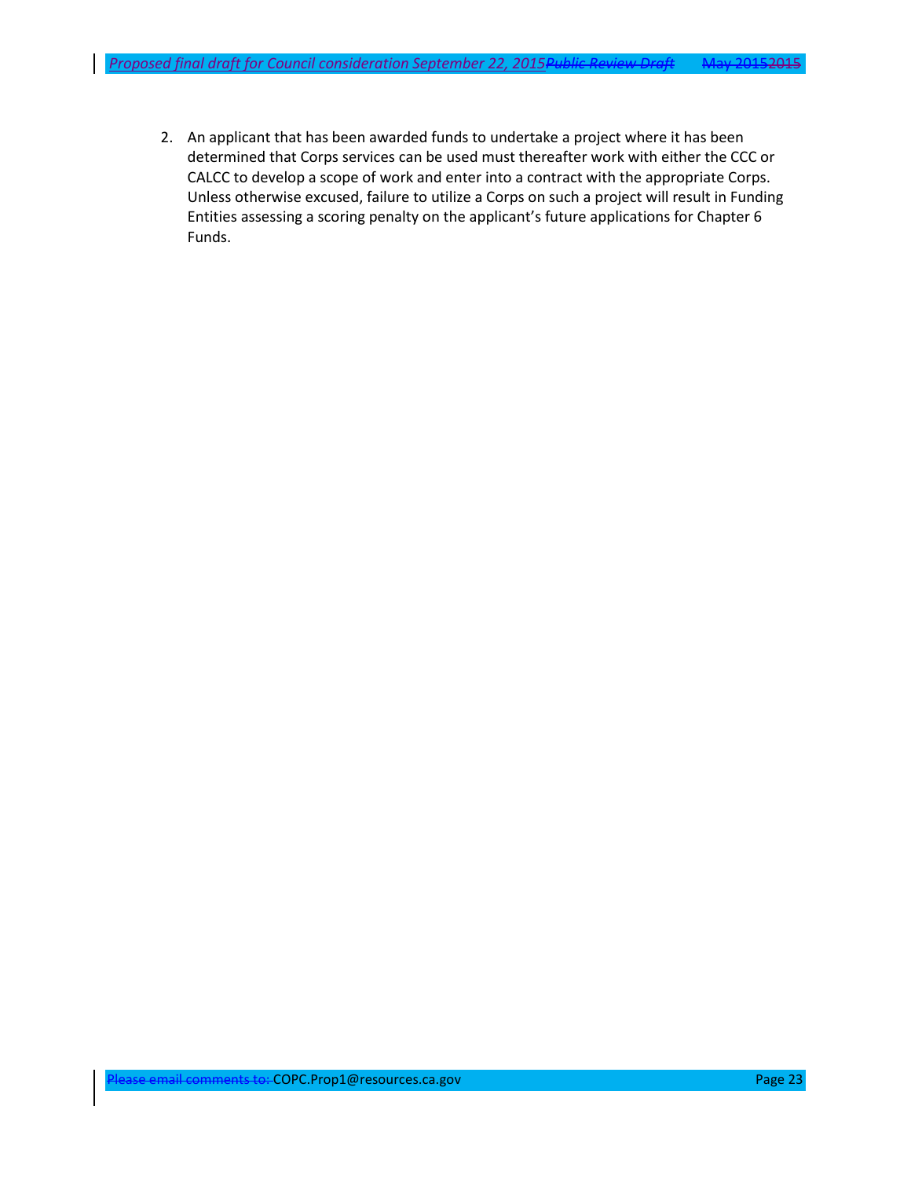2. An applicant that has been awarded funds to undertake a project where it has been determined that Corps services can be used must thereafter work with either the CCC or CALCC to develop a scope of work and enter into a contract with the appropriate Corps. Unless otherwise excused, failure to utilize a Corps on such a project will result in Funding Entities assessing a scoring penalty on the applicant's future applications for Chapter 6 Funds.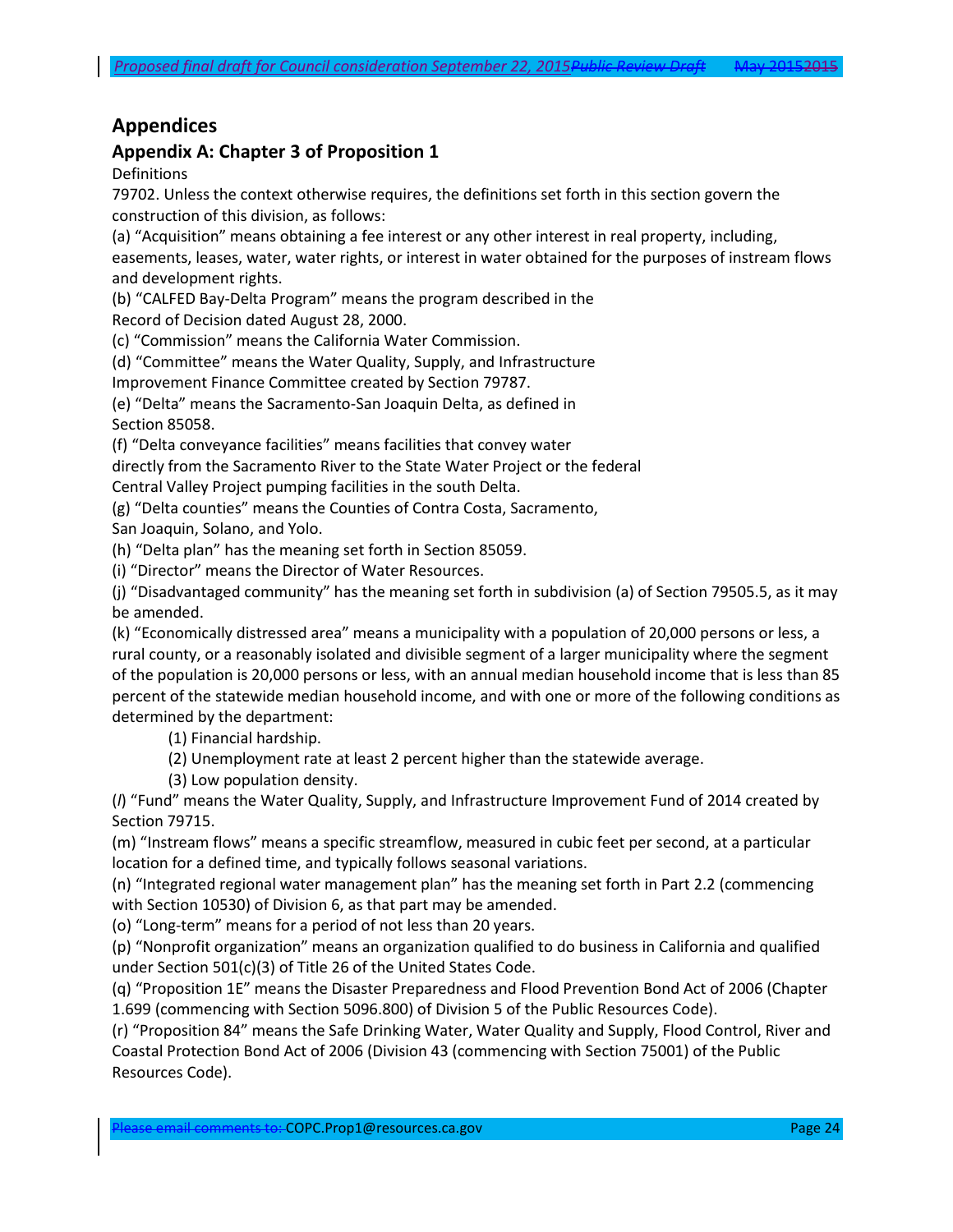## Appendices

### Appendix A: Chapter 3 of Proposition 1

Definitions

79702. Unless the context otherwise requires, the definitions set forth in this section govern the construction of this division, as follows:

(a) "Acquisition" means obtaining a fee interest or any other interest in real property, including, easements, leases, water, water rights, or interest in water obtained for the purposes of instream flows and development rights.

(b) "CALFED Bay-Delta Program" means the program described in the Record of Decision dated August 28, 2000.

(c) "Commission" means the California Water Commission.

(d) "Committee" means the Water Quality, Supply, and Infrastructure Improvement Finance Committee created by Section 79787.

(e) "Delta" means the Sacramento-San Joaquin Delta, as defined in Section 85058.

(f) "Delta conveyance facilities" means facilities that convey water directly from the Sacramento River to the State Water Project or the federal Central Valley Project pumping facilities in the south Delta.

(g) "Delta counties" means the Counties of Contra Costa, Sacramento, San Joaquin, Solano, and Yolo.

(h) "Delta plan" has the meaning set forth in Section 85059.

(i) "Director" means the Director of Water Resources.

(j) "Disadvantaged community" has the meaning set forth in subdivision (a) of Section 79505.5, as it may be amended.

(k) "Economically distressed area" means a municipality with a population of 20,000 persons or less, a rural county, or a reasonably isolated and divisible segment of a larger municipality where the segment of the population is 20,000 persons or less, with an annual median household income that is less than 85 percent of the statewide median household income, and with one or more of the following conditions as determined by the department:

(1) Financial hardship.

(2) Unemployment rate at least 2 percent higher than the statewide average.

(3) Low population density.

(*l*) "Fund" means the Water Quality, Supply, and Infrastructure Improvement Fund of 2014 created by Section 79715.

(m) "Instream flows" means a specific streamflow, measured in cubic feet per second, at a particular location for a defined time, and typically follows seasonal variations.

(n) "Integrated regional water management plan" has the meaning set forth in Part 2.2 (commencing with Section 10530) of Division 6, as that part may be amended.

(o) "Long-term" means for a period of not less than 20 years.

(p) "Nonprofit organization" means an organization qualified to do business in California and qualified under Section 501(c)(3) of Title 26 of the United States Code.

(q) "Proposition 1E" means the Disaster Preparedness and Flood Prevention Bond Act of 2006 (Chapter 1.699 (commencing with Section 5096.800) of Division 5 of the Public Resources Code).

(r) "Proposition 84" means the Safe Drinking Water, Water Quality and Supply, Flood Control, River and Coastal Protection Bond Act of 2006 (Division 43 (commencing with Section 75001) of the Public Resources Code).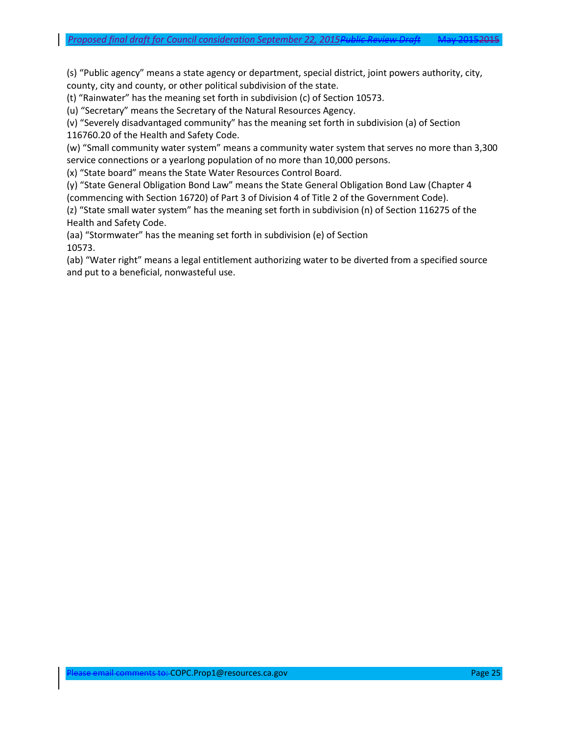(s) “Public agency” means a state agency or department, special district, joint powers authority, city, county, city and county, or other political subdivision of the state.
(t) “Rainwater” has the meaning set forth in subdivision (c) of Section 10573.
(u) “Secretary” means the Secretary of the Natural Resources Agency.
(v) “Severely disadvantaged community” has the meaning set forth in subdivision (a) of Section 116760.20 of the Health and Safety Code.
(w) “Small community water system” means a community water system that serves no more than 3,300 service connections or a yearlong population of no more than 10,000 persons.
(x) “State board” means the State Water Resources Control Board.
(y) “State General Obligation Bond Law” means the State General Obligation Bond Law (Chapter 4 (commencing with Section 16720) of Part 3 of Division 4 of Title 2 of the Government Code).
(z) “State small water system” has the meaning set forth in subdivision (n) of Section 116275 of the Health and Safety Code.
(aa) “Stormwater” has the meaning set forth in subdivision (e) of Section 10573.
(ab) “Water right” means a legal entitlement authorizing water to be diverted from a specified source and put to a beneficial, nonwasteful use.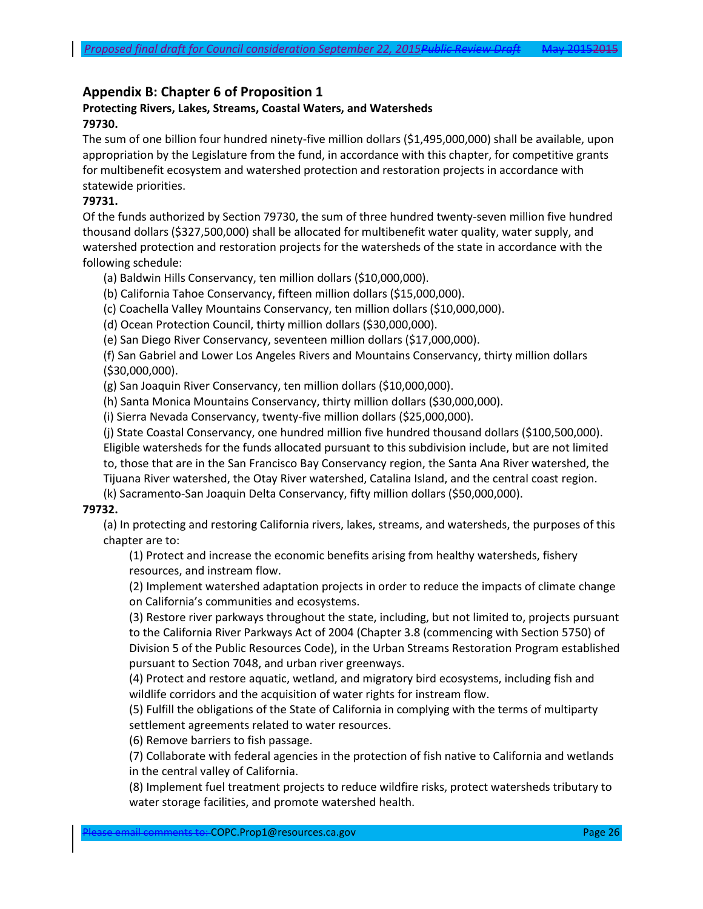## Appendix B: Chapter 6 of Proposition 1

### Protecting Rivers, Lakes, Streams, Coastal Waters, and Watersheds

**79730.**

The sum of one billion four hundred ninety-five million dollars ($1,495,000,000) shall be available, upon appropriation by the Legislature from the fund, in accordance with this chapter, for competitive grants for multibenefit ecosystem and watershed protection and restoration projects in accordance with statewide priorities.

**79731.**

Of the funds authorized by Section 79730, the sum of three hundred twenty-seven million five hundred thousand dollars ($327,500,000) shall be allocated for multibenefit water quality, water supply, and watershed protection and restoration projects for the watersheds of the state in accordance with the following schedule:

(a) Baldwin Hills Conservancy, ten million dollars ($10,000,000).

(b) California Tahoe Conservancy, fifteen million dollars ($15,000,000).

(c) Coachella Valley Mountains Conservancy, ten million dollars ($10,000,000).

(d) Ocean Protection Council, thirty million dollars ($30,000,000).

(e) San Diego River Conservancy, seventeen million dollars ($17,000,000).

(f) San Gabriel and Lower Los Angeles Rivers and Mountains Conservancy, thirty million dollars ($30,000,000).

(g) San Joaquin River Conservancy, ten million dollars ($10,000,000).

(h) Santa Monica Mountains Conservancy, thirty million dollars ($30,000,000).

(i) Sierra Nevada Conservancy, twenty-five million dollars ($25,000,000).

(j) State Coastal Conservancy, one hundred million five hundred thousand dollars ($100,500,000). Eligible watersheds for the funds allocated pursuant to this subdivision include, but are not limited to, those that are in the San Francisco Bay Conservancy region, the Santa Ana River watershed, the Tijuana River watershed, the Otay River watershed, Catalina Island, and the central coast region.

(k) Sacramento-San Joaquin Delta Conservancy, fifty million dollars ($50,000,000).

**79732.**

(a) In protecting and restoring California rivers, lakes, streams, and watersheds, the purposes of this chapter are to:

(1) Protect and increase the economic benefits arising from healthy watersheds, fishery resources, and instream flow.

(2) Implement watershed adaptation projects in order to reduce the impacts of climate change on California's communities and ecosystems.

(3) Restore river parkways throughout the state, including, but not limited to, projects pursuant to the California River Parkways Act of 2004 (Chapter 3.8 (commencing with Section 5750) of Division 5 of the Public Resources Code), in the Urban Streams Restoration Program established pursuant to Section 7048, and urban river greenways.

(4) Protect and restore aquatic, wetland, and migratory bird ecosystems, including fish and wildlife corridors and the acquisition of water rights for instream flow.

(5) Fulfill the obligations of the State of California in complying with the terms of multiparty settlement agreements related to water resources.

(6) Remove barriers to fish passage.

(7) Collaborate with federal agencies in the protection of fish native to California and wetlands in the central valley of California.

(8) Implement fuel treatment projects to reduce wildfire risks, protect watersheds tributary to water storage facilities, and promote watershed health.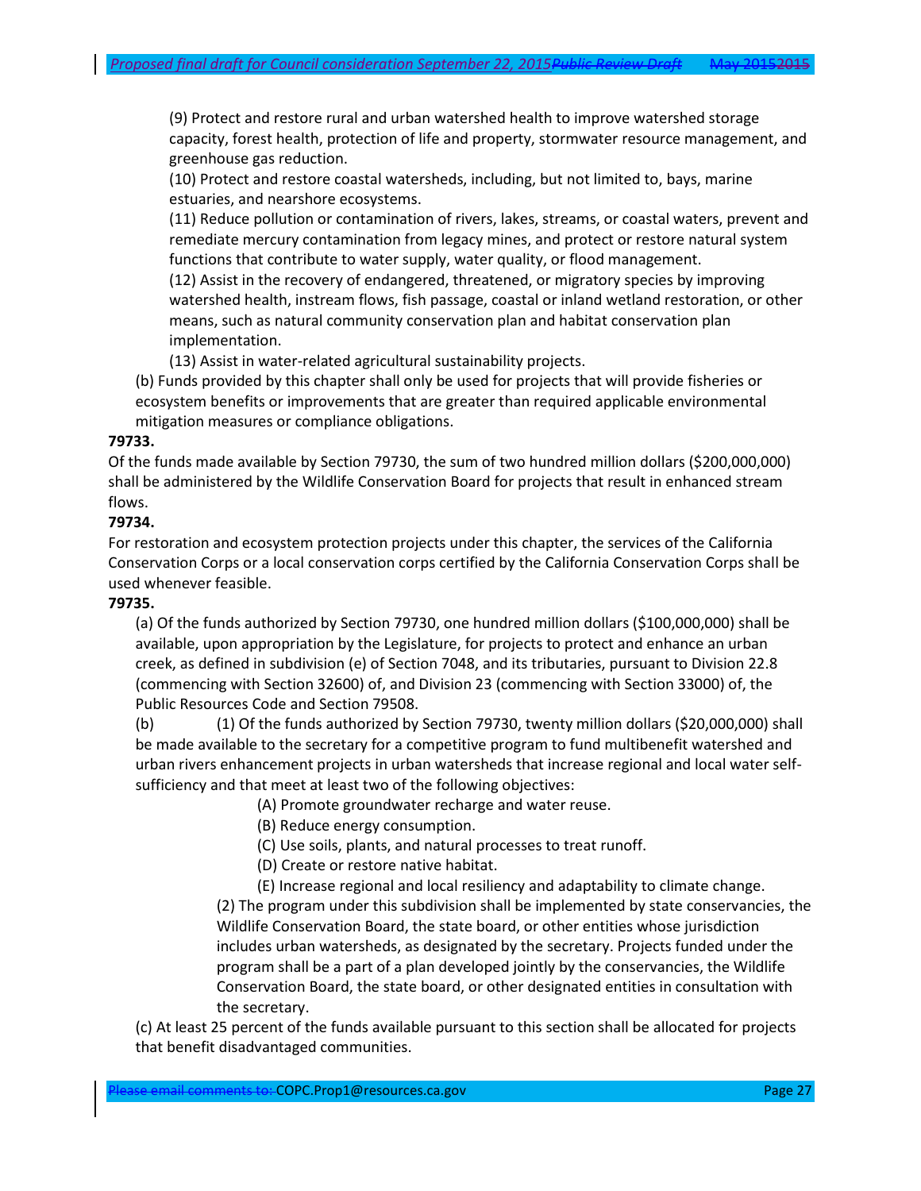(9) Protect and restore rural and urban watershed health to improve watershed storage capacity, forest health, protection of life and property, stormwater resource management, and greenhouse gas reduction.

(10) Protect and restore coastal watersheds, including, but not limited to, bays, marine estuaries, and nearshore ecosystems.

(11) Reduce pollution or contamination of rivers, lakes, streams, or coastal waters, prevent and remediate mercury contamination from legacy mines, and protect or restore natural system functions that contribute to water supply, water quality, or flood management.

(12) Assist in the recovery of endangered, threatened, or migratory species by improving watershed health, instream flows, fish passage, coastal or inland wetland restoration, or other means, such as natural community conservation plan and habitat conservation plan implementation.

(13) Assist in water-related agricultural sustainability projects.

(b) Funds provided by this chapter shall only be used for projects that will provide fisheries or ecosystem benefits or improvements that are greater than required applicable environmental mitigation measures or compliance obligations.

**79733.**

Of the funds made available by Section 79730, the sum of two hundred million dollars ($200,000,000) shall be administered by the Wildlife Conservation Board for projects that result in enhanced stream flows.

**79734.**

For restoration and ecosystem protection projects under this chapter, the services of the California Conservation Corps or a local conservation corps certified by the California Conservation Corps shall be used whenever feasible.

**79735.**

(a) Of the funds authorized by Section 79730, one hundred million dollars ($100,000,000) shall be available, upon appropriation by the Legislature, for projects to protect and enhance an urban creek, as defined in subdivision (e) of Section 7048, and its tributaries, pursuant to Division 22.8 (commencing with Section 32600) of, and Division 23 (commencing with Section 33000) of, the Public Resources Code and Section 79508.

(b) (1) Of the funds authorized by Section 79730, twenty million dollars ($20,000,000) shall be made available to the secretary for a competitive program to fund multibenefit watershed and urban rivers enhancement projects in urban watersheds that increase regional and local water self-sufficiency and that meet at least two of the following objectives:

(A) Promote groundwater recharge and water reuse.

(B) Reduce energy consumption.

(C) Use soils, plants, and natural processes to treat runoff.

(D) Create or restore native habitat.

(E) Increase regional and local resiliency and adaptability to climate change.

(2) The program under this subdivision shall be implemented by state conservancies, the Wildlife Conservation Board, the state board, or other entities whose jurisdiction includes urban watersheds, as designated by the secretary. Projects funded under the program shall be a part of a plan developed jointly by the conservancies, the Wildlife Conservation Board, the state board, or other designated entities in consultation with the secretary.

(c) At least 25 percent of the funds available pursuant to this section shall be allocated for projects that benefit disadvantaged communities.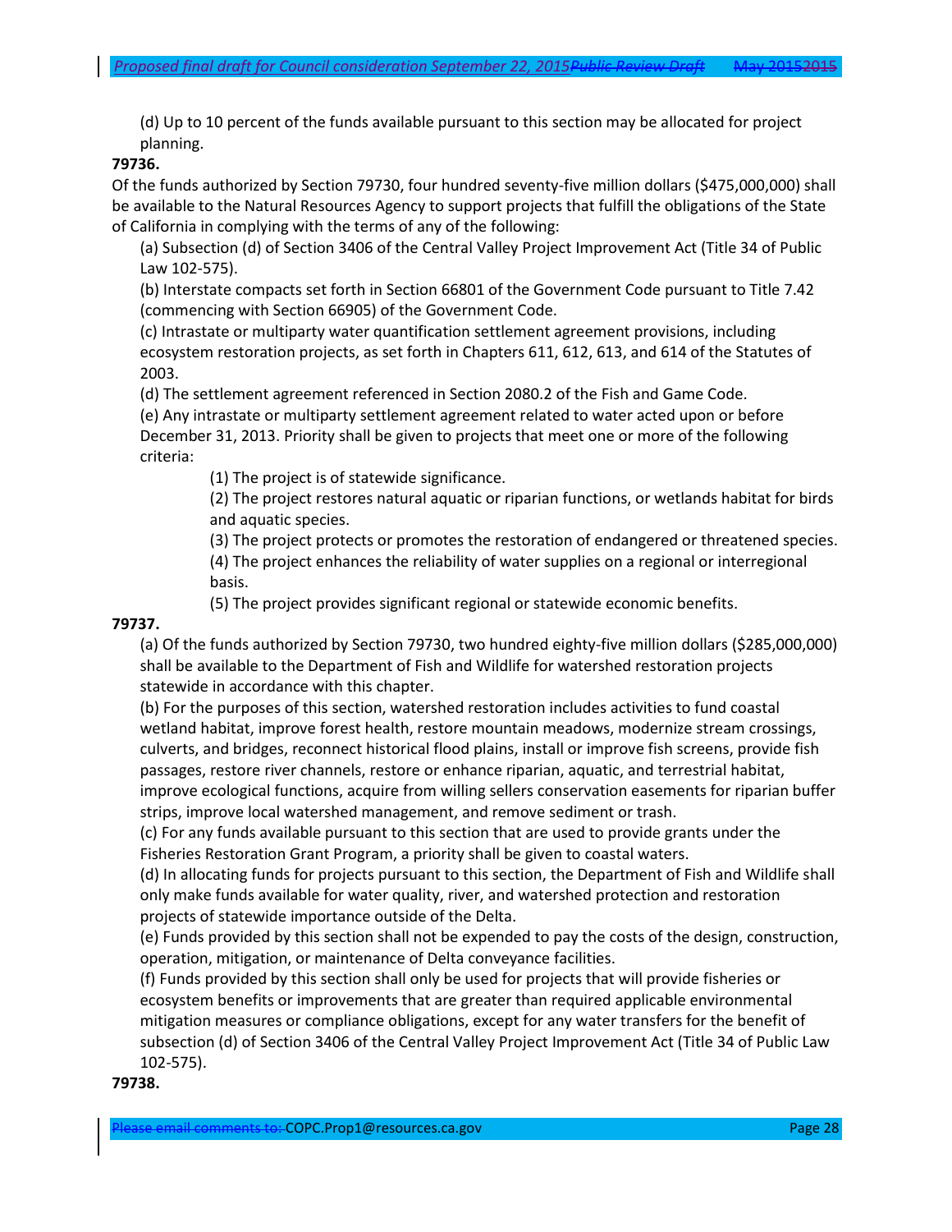(d) Up to 10 percent of the funds available pursuant to this section may be allocated for project planning.

**79736.**

Of the funds authorized by Section 79730, four hundred seventy-five million dollars ($475,000,000) shall be available to the Natural Resources Agency to support projects that fulfill the obligations of the State of California in complying with the terms of any of the following:

(a) Subsection (d) of Section 3406 of the Central Valley Project Improvement Act (Title 34 of Public Law 102-575).

(b) Interstate compacts set forth in Section 66801 of the Government Code pursuant to Title 7.42 (commencing with Section 66905) of the Government Code.

(c) Intrastate or multiparty water quantification settlement agreement provisions, including ecosystem restoration projects, as set forth in Chapters 611, 612, 613, and 614 of the Statutes of 2003.

(d) The settlement agreement referenced in Section 2080.2 of the Fish and Game Code.

(e) Any intrastate or multiparty settlement agreement related to water acted upon or before December 31, 2013. Priority shall be given to projects that meet one or more of the following criteria:

(1) The project is of statewide significance.

(2) The project restores natural aquatic or riparian functions, or wetlands habitat for birds and aquatic species.

(3) The project protects or promotes the restoration of endangered or threatened species.

(4) The project enhances the reliability of water supplies on a regional or interregional basis.

(5) The project provides significant regional or statewide economic benefits.

**79737.**

(a) Of the funds authorized by Section 79730, two hundred eighty-five million dollars ($285,000,000) shall be available to the Department of Fish and Wildlife for watershed restoration projects statewide in accordance with this chapter.

(b) For the purposes of this section, watershed restoration includes activities to fund coastal wetland habitat, improve forest health, restore mountain meadows, modernize stream crossings, culverts, and bridges, reconnect historical flood plains, install or improve fish screens, provide fish passages, restore river channels, restore or enhance riparian, aquatic, and terrestrial habitat, improve ecological functions, acquire from willing sellers conservation easements for riparian buffer strips, improve local watershed management, and remove sediment or trash.

(c) For any funds available pursuant to this section that are used to provide grants under the Fisheries Restoration Grant Program, a priority shall be given to coastal waters.

(d) In allocating funds for projects pursuant to this section, the Department of Fish and Wildlife shall only make funds available for water quality, river, and watershed protection and restoration projects of statewide importance outside of the Delta.

(e) Funds provided by this section shall not be expended to pay the costs of the design, construction, operation, mitigation, or maintenance of Delta conveyance facilities.

(f) Funds provided by this section shall only be used for projects that will provide fisheries or ecosystem benefits or improvements that are greater than required applicable environmental mitigation measures or compliance obligations, except for any water transfers for the benefit of subsection (d) of Section 3406 of the Central Valley Project Improvement Act (Title 34 of Public Law 102-575).

**79738.**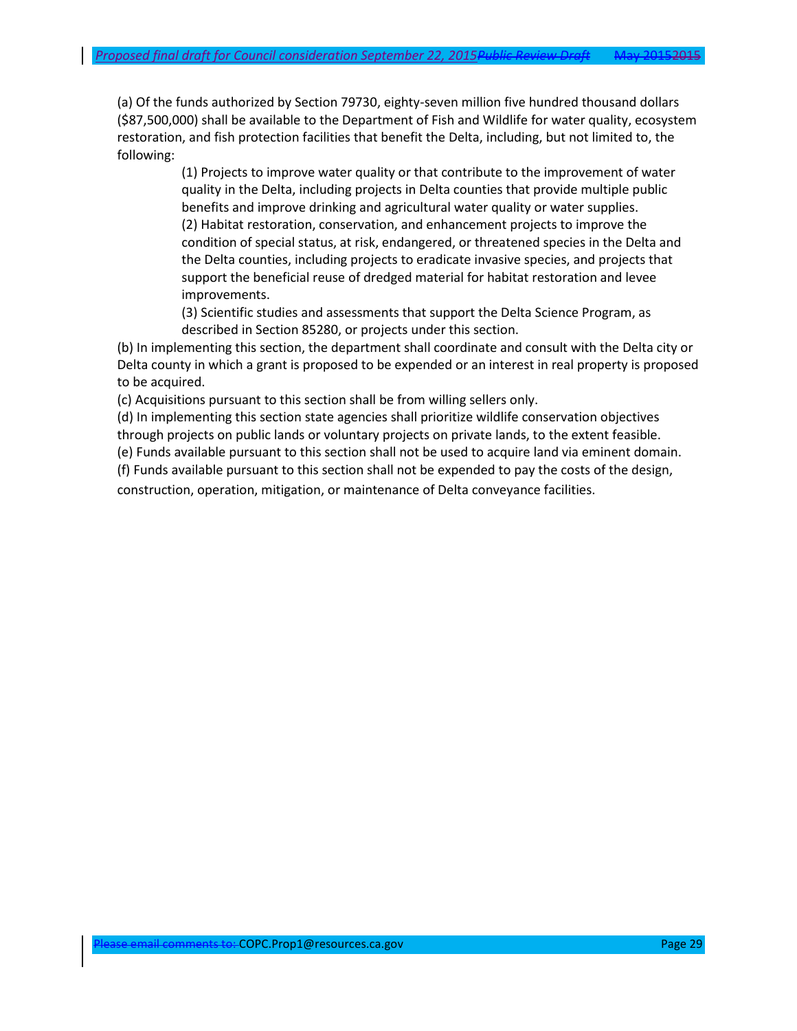(a) Of the funds authorized by Section 79730, eighty-seven million five hundred thousand dollars ($87,500,000) shall be available to the Department of Fish and Wildlife for water quality, ecosystem restoration, and fish protection facilities that benefit the Delta, including, but not limited to, the following:

> (1) Projects to improve water quality or that contribute to the improvement of water quality in the Delta, including projects in Delta counties that provide multiple public benefits and improve drinking and agricultural water quality or water supplies.
>
> (2) Habitat restoration, conservation, and enhancement projects to improve the condition of special status, at risk, endangered, or threatened species in the Delta and the Delta counties, including projects to eradicate invasive species, and projects that support the beneficial reuse of dredged material for habitat restoration and levee improvements.
>
> (3) Scientific studies and assessments that support the Delta Science Program, as described in Section 85280, or projects under this section.

(b) In implementing this section, the department shall coordinate and consult with the Delta city or Delta county in which a grant is proposed to be expended or an interest in real property is proposed to be acquired.

(c) Acquisitions pursuant to this section shall be from willing sellers only.

(d) In implementing this section state agencies shall prioritize wildlife conservation objectives through projects on public lands or voluntary projects on private lands, to the extent feasible.

(e) Funds available pursuant to this section shall not be used to acquire land via eminent domain.

(f) Funds available pursuant to this section shall not be expended to pay the costs of the design, construction, operation, mitigation, or maintenance of Delta conveyance facilities.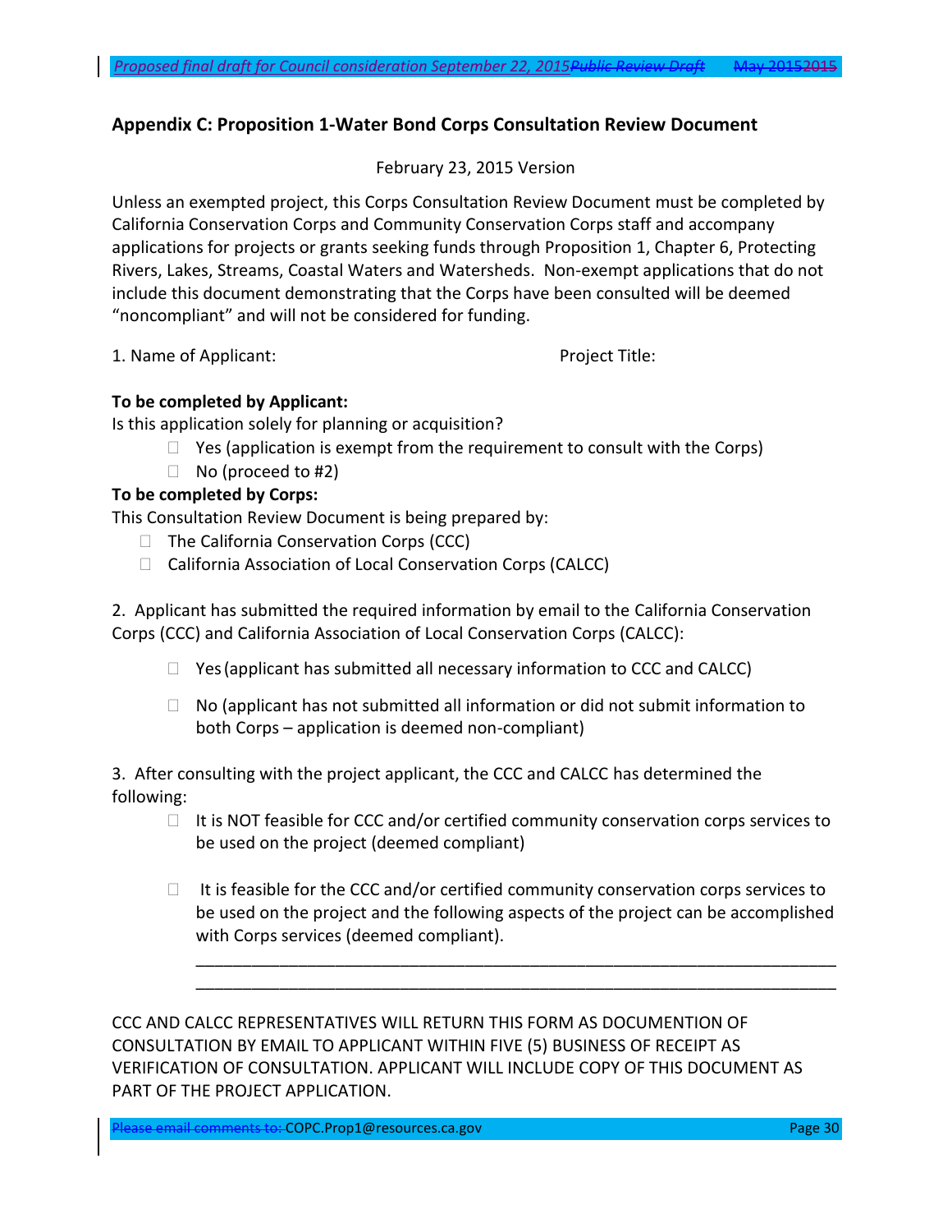## Appendix C: Proposition 1-Water Bond Corps Consultation Review Document

February 23, 2015 Version

Unless an exempted project, this Corps Consultation Review Document must be completed by California Conservation Corps and Community Conservation Corps staff and accompany applications for projects or grants seeking funds through Proposition 1, Chapter 6, Protecting Rivers, Lakes, Streams, Coastal Waters and Watersheds. Non-exempt applications that do not include this document demonstrating that the Corps have been consulted will be deemed "noncompliant" and will not be considered for funding.

1. Name of Applicant: Project Title:

**To be completed by Applicant:**

Is this application solely for planning or acquisition?

- ☐ Yes (application is exempt from the requirement to consult with the Corps)
- ☐ No (proceed to #2)

**To be completed by Corps:**

This Consultation Review Document is being prepared by:

- ☐ The California Conservation Corps (CCC)
- ☐ California Association of Local Conservation Corps (CALCC)

2. Applicant has submitted the required information by email to the California Conservation Corps (CCC) and California Association of Local Conservation Corps (CALCC):

- ☐ Yes (applicant has submitted all necessary information to CCC and CALCC)
- ☐ No (applicant has not submitted all information or did not submit information to both Corps – application is deemed non-compliant)

3. After consulting with the project applicant, the CCC and CALCC has determined the following:

- ☐ It is NOT feasible for CCC and/or certified community conservation corps services to be used on the project (deemed compliant)
- ☐ It is feasible for the CCC and/or certified community conservation corps services to be used on the project and the following aspects of the project can be accomplished with Corps services (deemed compliant).

  ______________________________________________________________________

  ______________________________________________________________________

CCC AND CALCC REPRESENTATIVES WILL RETURN THIS FORM AS DOCUMENTION OF CONSULTATION BY EMAIL TO APPLICANT WITHIN FIVE (5) BUSINESS OF RECEIPT AS VERIFICATION OF CONSULTATION. APPLICANT WILL INCLUDE COPY OF THIS DOCUMENT AS PART OF THE PROJECT APPLICATION.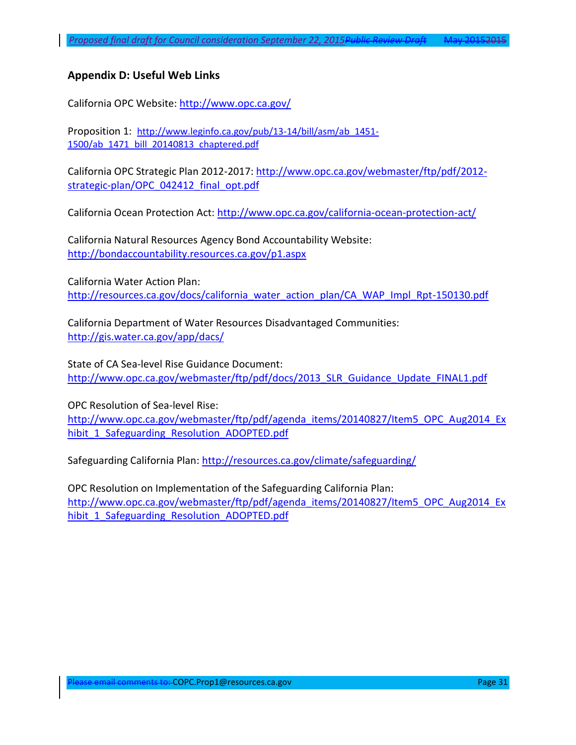## Appendix D: Useful Web Links

California OPC Website: http://www.opc.ca.gov/

Proposition 1: http://www.leginfo.ca.gov/pub/13-14/bill/asm/ab_1451-1500/ab_1471_bill_20140813_chaptered.pdf

California OPC Strategic Plan 2012-2017: http://www.opc.ca.gov/webmaster/ftp/pdf/2012-strategic-plan/OPC_042412_final_opt.pdf

California Ocean Protection Act: http://www.opc.ca.gov/california-ocean-protection-act/

California Natural Resources Agency Bond Accountability Website: http://bondaccountability.resources.ca.gov/p1.aspx

California Water Action Plan: http://resources.ca.gov/docs/california_water_action_plan/CA_WAP_Impl_Rpt-150130.pdf

California Department of Water Resources Disadvantaged Communities: http://gis.water.ca.gov/app/dacs/

State of CA Sea-level Rise Guidance Document: http://www.opc.ca.gov/webmaster/ftp/pdf/docs/2013_SLR_Guidance_Update_FINAL1.pdf

OPC Resolution of Sea-level Rise: http://www.opc.ca.gov/webmaster/ftp/pdf/agenda_items/20140827/Item5_OPC_Aug2014_Exhibit_1_Safeguarding_Resolution_ADOPTED.pdf

Safeguarding California Plan: http://resources.ca.gov/climate/safeguarding/

OPC Resolution on Implementation of the Safeguarding California Plan: http://www.opc.ca.gov/webmaster/ftp/pdf/agenda_items/20140827/Item5_OPC_Aug2014_Exhibit_1_Safeguarding_Resolution_ADOPTED.pdf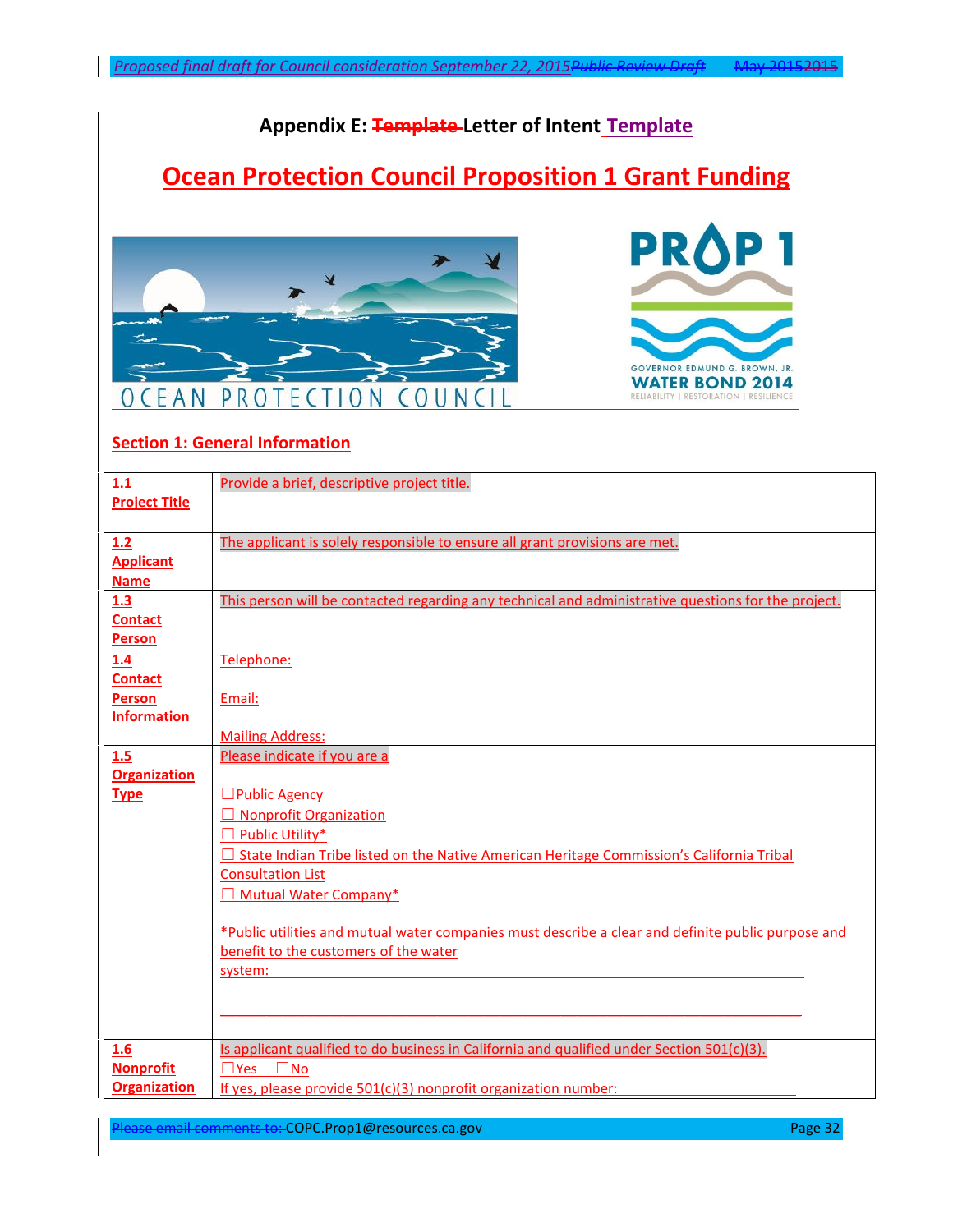# Appendix E: ~~Template~~ Letter of Intent Template

## Ocean Protection Council Proposition 1 Grant Funding

### Section 1: General Information

| | |
|---|---|
| **1.1 Project Title** | Provide a brief, descriptive project title. |
| **1.2 Applicant Name** | The applicant is solely responsible to ensure all grant provisions are met. |
| **1.3 Contact Person** | This person will be contacted regarding any technical and administrative questions for the project. |
| **1.4 Contact Person Information** | Telephone:<br><br>Email:<br><br>Mailing Address: |
| **1.5 Organization Type** | Please indicate if you are a<br><br>☐ Public Agency<br>☐ Nonprofit Organization<br>☐ Public Utility*<br>☐ State Indian Tribe listed on the Native American Heritage Commission's California Tribal Consultation List<br>☐ Mutual Water Company*<br><br>*Public utilities and mutual water companies must describe a clear and definite public purpose and benefit to the customers of the water system:\_\_\_\_\_\_\_\_\_\_\_\_\_\_\_\_\_\_\_\_\_\_\_\_\_\_\_\_\_\_\_\_\_\_\_\_\_\_\_\_<br><br>\_\_\_\_\_\_\_\_\_\_\_\_\_\_\_\_\_\_\_\_\_\_\_\_\_\_\_\_\_\_\_\_\_\_\_\_\_\_\_\_\_\_\_\_\_\_ |
| **1.6 Nonprofit Organization** | Is applicant qualified to do business in California and qualified under Section 501(c)(3).<br>☐ Yes ☐ No<br>If yes, please provide 501(c)(3) nonprofit organization number:\_\_\_\_\_\_\_\_\_\_\_\_\_\_\_\_\_\_\_\_ |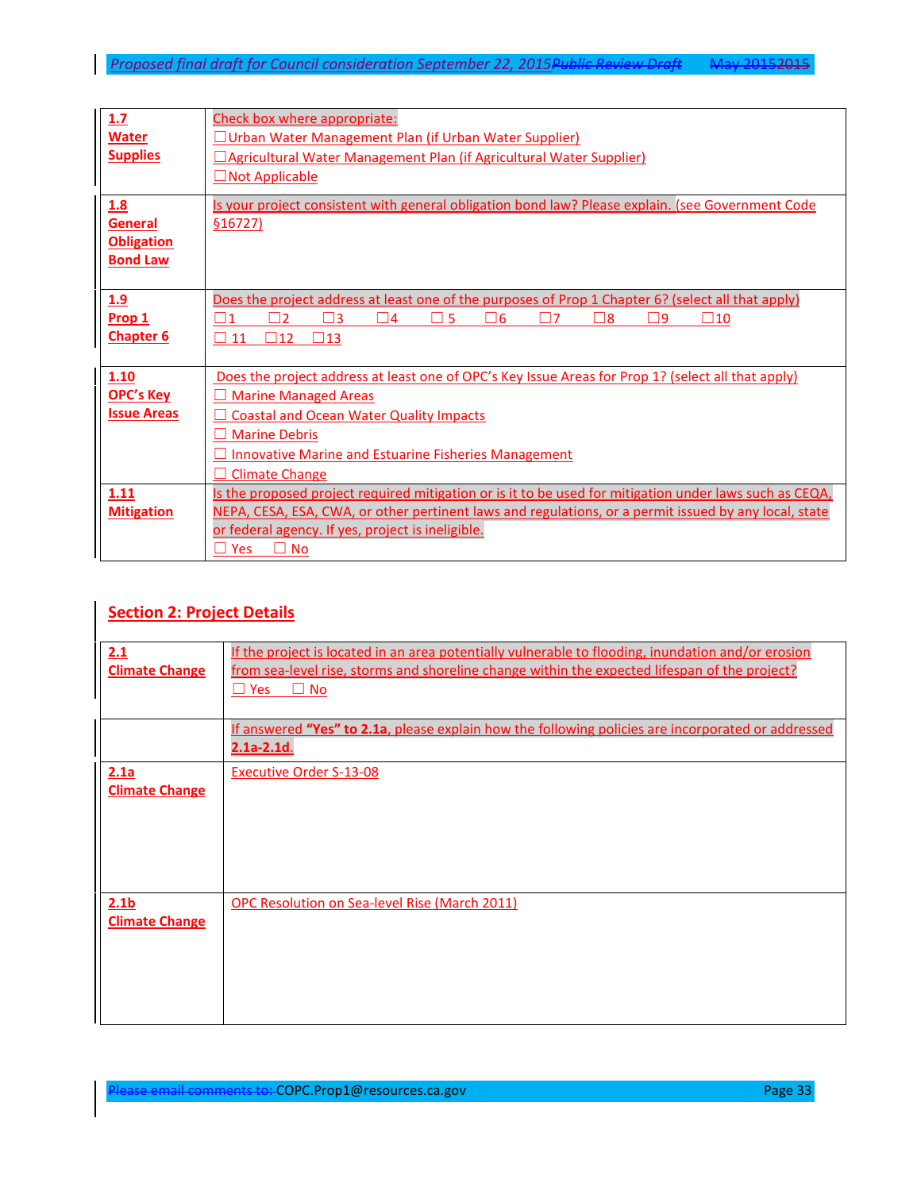| | |
|---|---|
| **1.7 Water Supplies** | Check box where appropriate:<br>☐Urban Water Management Plan (if Urban Water Supplier)<br>☐Agricultural Water Management Plan (if Agricultural Water Supplier)<br>☐Not Applicable |
| **1.8 General Obligation Bond Law** | Is your project consistent with general obligation bond law? Please explain. (see Government Code §16727) |
| **1.9 Prop 1 Chapter 6** | Does the project address at least one of the purposes of Prop 1 Chapter 6? (select all that apply)<br>☐1 ☐2 ☐3 ☐4 ☐ 5 ☐6 ☐7 ☐8 ☐9 ☐10<br>☐ 11 ☐12 ☐13 |
| **1.10 OPC's Key Issue Areas** | Does the project address at least one of OPC's Key Issue Areas for Prop 1? (select all that apply)<br>☐ Marine Managed Areas<br>☐ Coastal and Ocean Water Quality Impacts<br>☐ Marine Debris<br>☐ Innovative Marine and Estuarine Fisheries Management<br>☐ Climate Change |
| **1.11 Mitigation** | Is the proposed project required mitigation or is it to be used for mitigation under laws such as CEQA, NEPA, CESA, ESA, CWA, or other pertinent laws and regulations, or a permit issued by any local, state or federal agency. If yes, project is ineligible.<br>☐ Yes ☐ No |

## Section 2: Project Details

| | |
|---|---|
| **2.1 Climate Change** | If the project is located in an area potentially vulnerable to flooding, inundation and/or erosion from sea-level rise, storms and shoreline change within the expected lifespan of the project?<br>☐ Yes ☐ No |
| | If answered **"Yes" to 2.1a**, please explain how the following policies are incorporated or addressed **2.1a-2.1d**. |
| **2.1a Climate Change** | Executive Order S-13-08 |
| **2.1b Climate Change** | OPC Resolution on Sea-level Rise (March 2011) |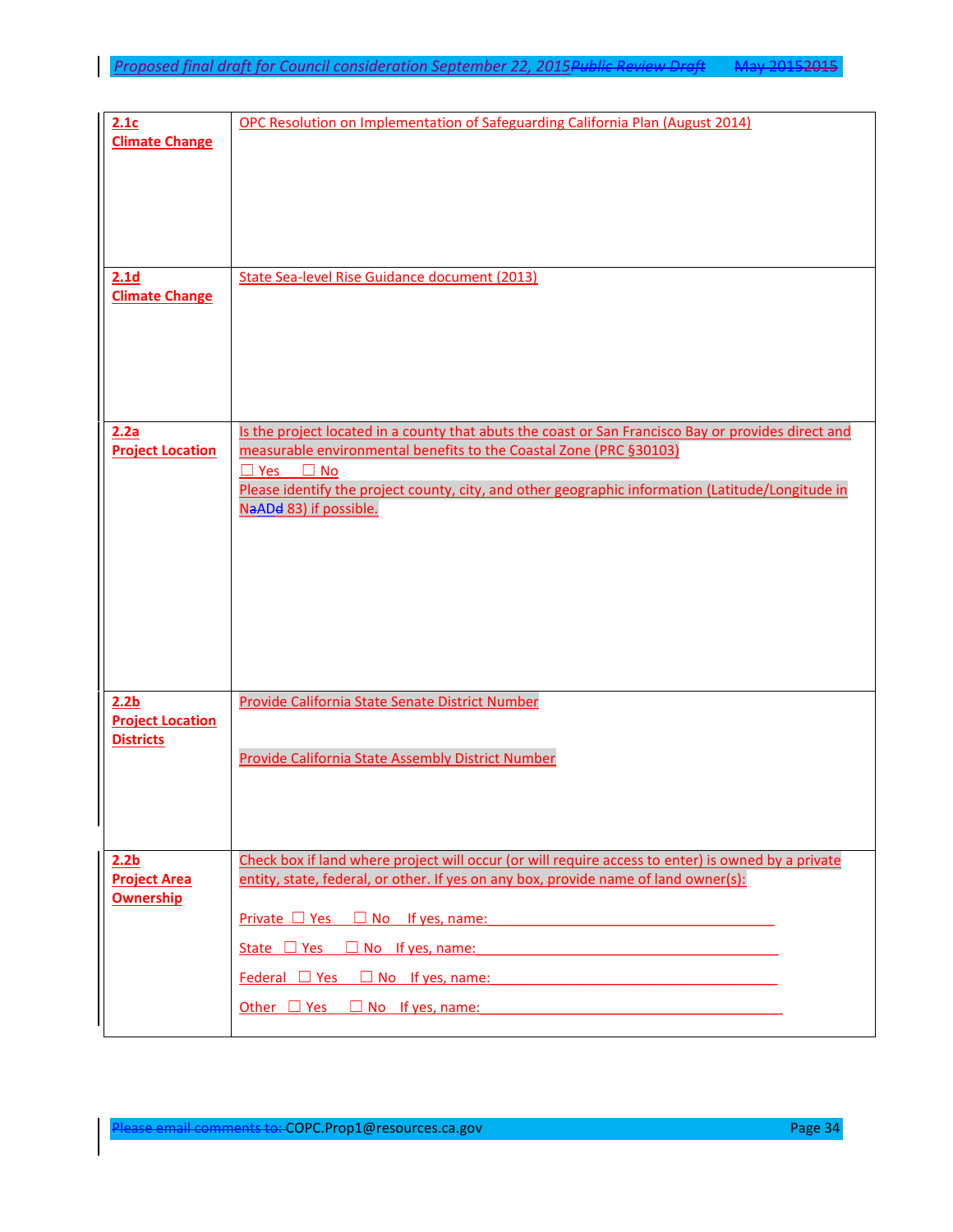| | |
|---|---|
| **2.1c**<br>**Climate Change** | OPC Resolution on Implementation of Safeguarding California Plan (August 2014) |
| **2.1d**<br>**Climate Change** | State Sea-level Rise Guidance document (2013) |
| **2.2a**<br>**Project Location** | Is the project located in a county that abuts the coast or San Francisco Bay or provides direct and measurable environmental benefits to the Coastal Zone (PRC §30103)<br>☐ Yes ☐ No<br>Please identify the project county, city, and other geographic information (Latitude/Longitude in NAD 83) if possible. |
| **2.2b**<br>**Project Location Districts** | Provide California State Senate District Number<br><br>Provide California State Assembly District Number |
| **2.2b**<br>**Project Area Ownership** | Check box if land where project will occur (or will require access to enter) is owned by a private entity, state, federal, or other. If yes on any box, provide name of land owner(s):<br><br>Private ☐ Yes ☐ No If yes, name: ____________________<br><br>State ☐ Yes ☐ No If yes, name: ____________________<br><br>Federal ☐ Yes ☐ No If yes, name: ____________________<br><br>Other ☐ Yes ☐ No If yes, name: ____________________ |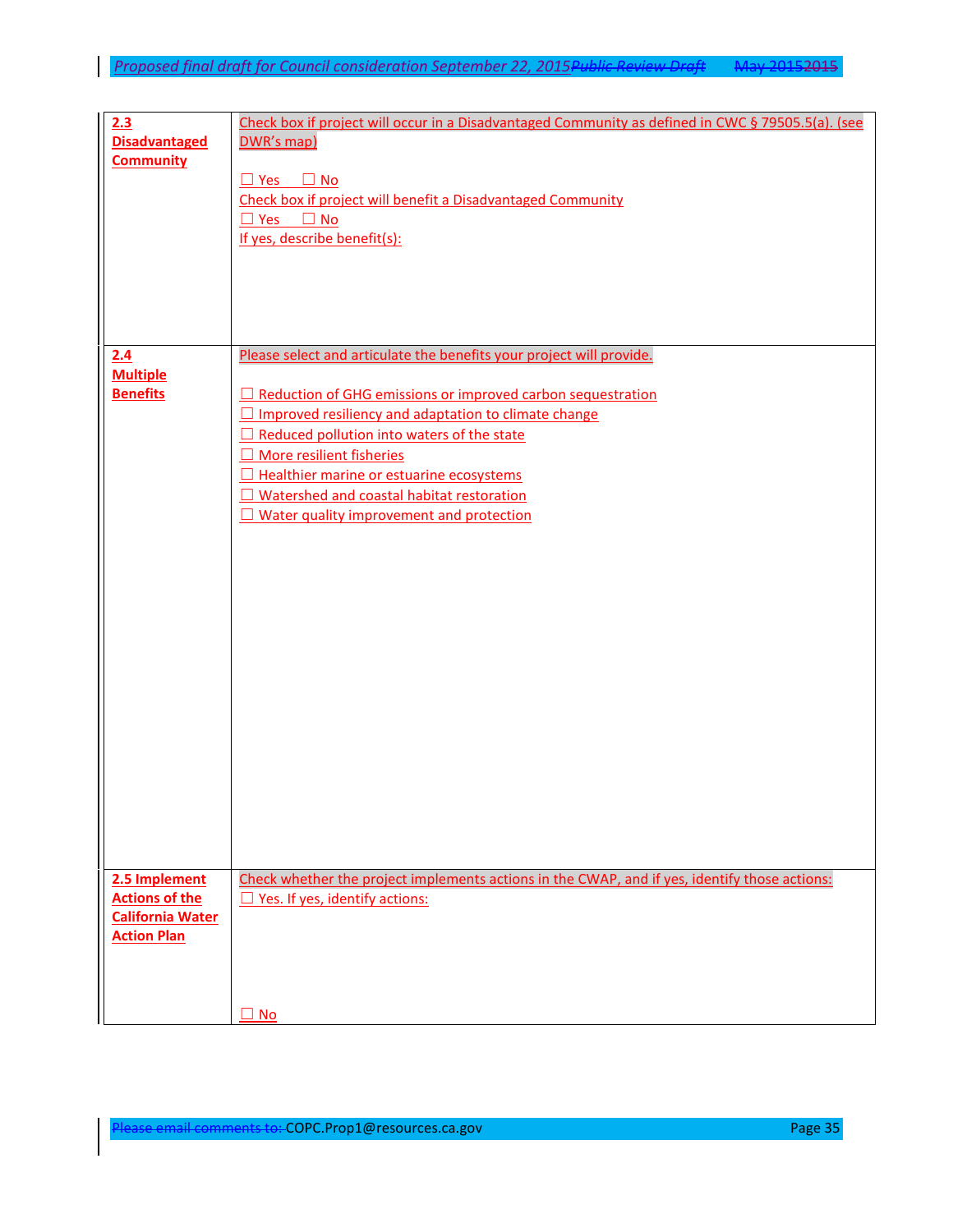| | |
|---|---|
| **2.3 Disadvantaged Community** | Check box if project will occur in a Disadvantaged Community as defined in CWC § 79505.5(a). (see DWR's map)<br><br>☐ Yes ☐ No<br>Check box if project will benefit a Disadvantaged Community<br>☐ Yes ☐ No<br>If yes, describe benefit(s): |
| **2.4 Multiple Benefits** | Please select and articulate the benefits your project will provide.<br><br>☐ Reduction of GHG emissions or improved carbon sequestration<br>☐ Improved resiliency and adaptation to climate change<br>☐ Reduced pollution into waters of the state<br>☐ More resilient fisheries<br>☐ Healthier marine or estuarine ecosystems<br>☐ Watershed and coastal habitat restoration<br>☐ Water quality improvement and protection |
| **2.5 Implement Actions of the California Water Action Plan** | Check whether the project implements actions in the CWAP, and if yes, identify those actions:<br>☐ Yes. If yes, identify actions:<br><br>☐ No |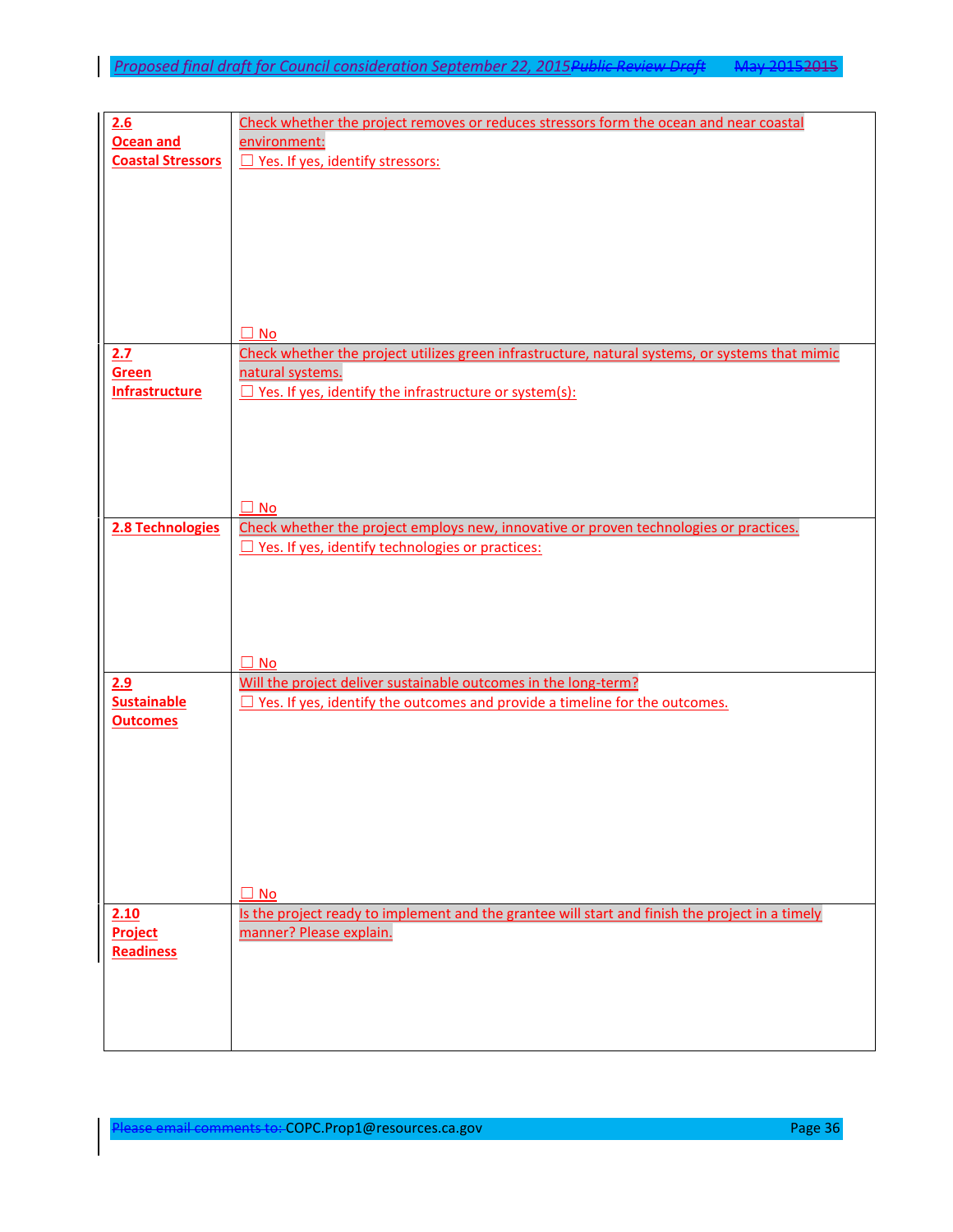| | |
|---|---|
| **2.6 Ocean and Coastal Stressors** | Check whether the project removes or reduces stressors form the ocean and near coastal environment:<br>☐ Yes. If yes, identify stressors:<br><br><br><br>☐ No |
| **2.7 Green Infrastructure** | Check whether the project utilizes green infrastructure, natural systems, or systems that mimic natural systems.<br>☐ Yes. If yes, identify the infrastructure or system(s):<br><br><br><br>☐ No |
| **2.8 Technologies** | Check whether the project employs new, innovative or proven technologies or practices.<br>☐ Yes. If yes, identify technologies or practices:<br><br><br><br>☐ No |
| **2.9 Sustainable Outcomes** | Will the project deliver sustainable outcomes in the long-term?<br>☐ Yes. If yes, identify the outcomes and provide a timeline for the outcomes.<br><br><br><br>☐ No |
| **2.10 Project Readiness** | Is the project ready to implement and the grantee will start and finish the project in a timely manner? Please explain. |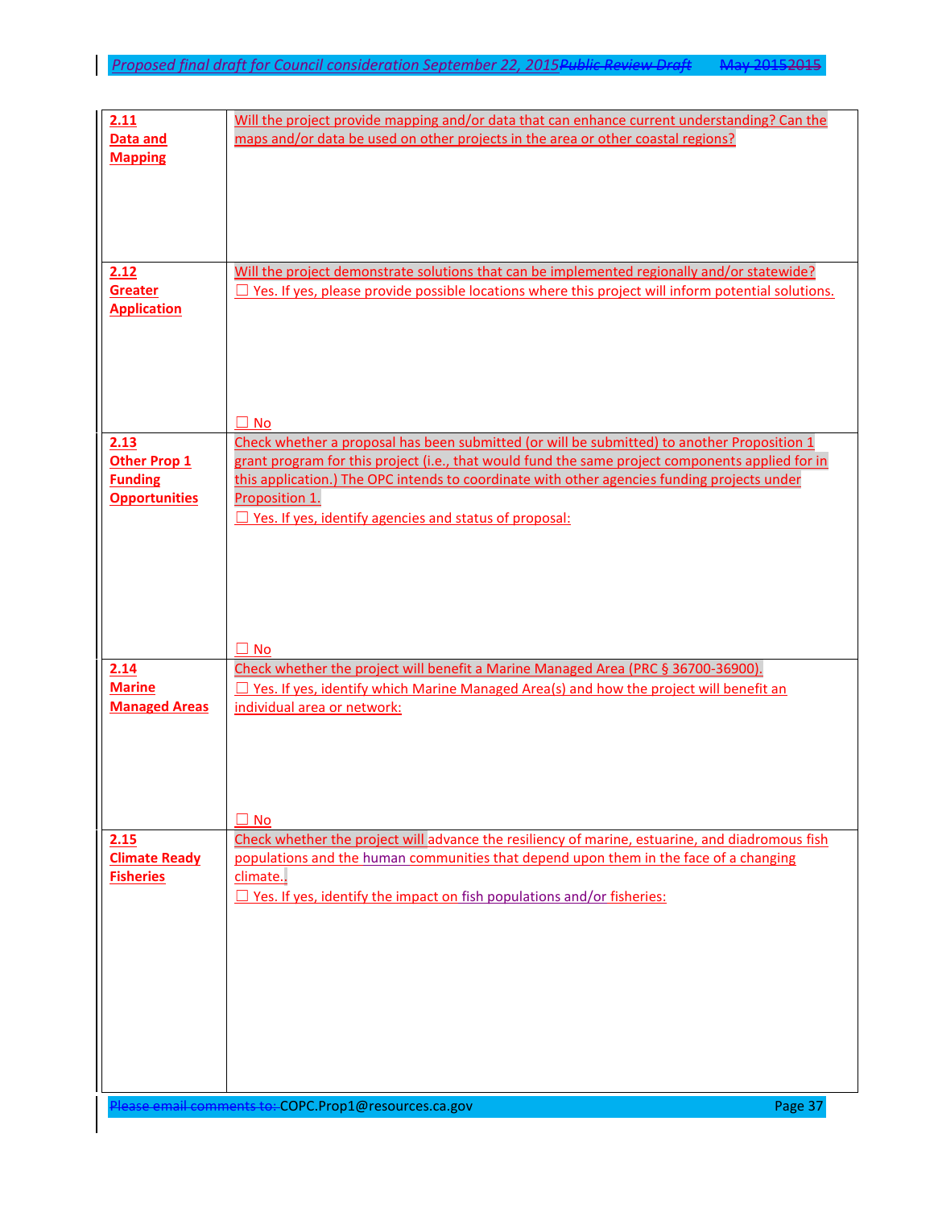| | |
|---|---|
| **2.11 Data and Mapping** | Will the project provide mapping and/or data that can enhance current understanding? Can the maps and/or data be used on other projects in the area or other coastal regions? |
| **2.12 Greater Application** | Will the project demonstrate solutions that can be implemented regionally and/or statewide?<br>☐ Yes. If yes, please provide possible locations where this project will inform potential solutions.<br><br>☐ No |
| **2.13 Other Prop 1 Funding Opportunities** | Check whether a proposal has been submitted (or will be submitted) to another Proposition 1 grant program for this project (i.e., that would fund the same project components applied for in this application.) The OPC intends to coordinate with other agencies funding projects under Proposition 1.<br>☐ Yes. If yes, identify agencies and status of proposal:<br><br>☐ No |
| **2.14 Marine Managed Areas** | Check whether the project will benefit a Marine Managed Area (PRC § 36700-36900).<br>☐ Yes. If yes, identify which Marine Managed Area(s) and how the project will benefit an individual area or network:<br><br>☐ No |
| **2.15 Climate Ready Fisheries** | Check whether the project will advance the resiliency of marine, estuarine, and diadromous fish populations and the human communities that depend upon them in the face of a changing climate..<br>☐ Yes. If yes, identify the impact on fish populations and/or fisheries: |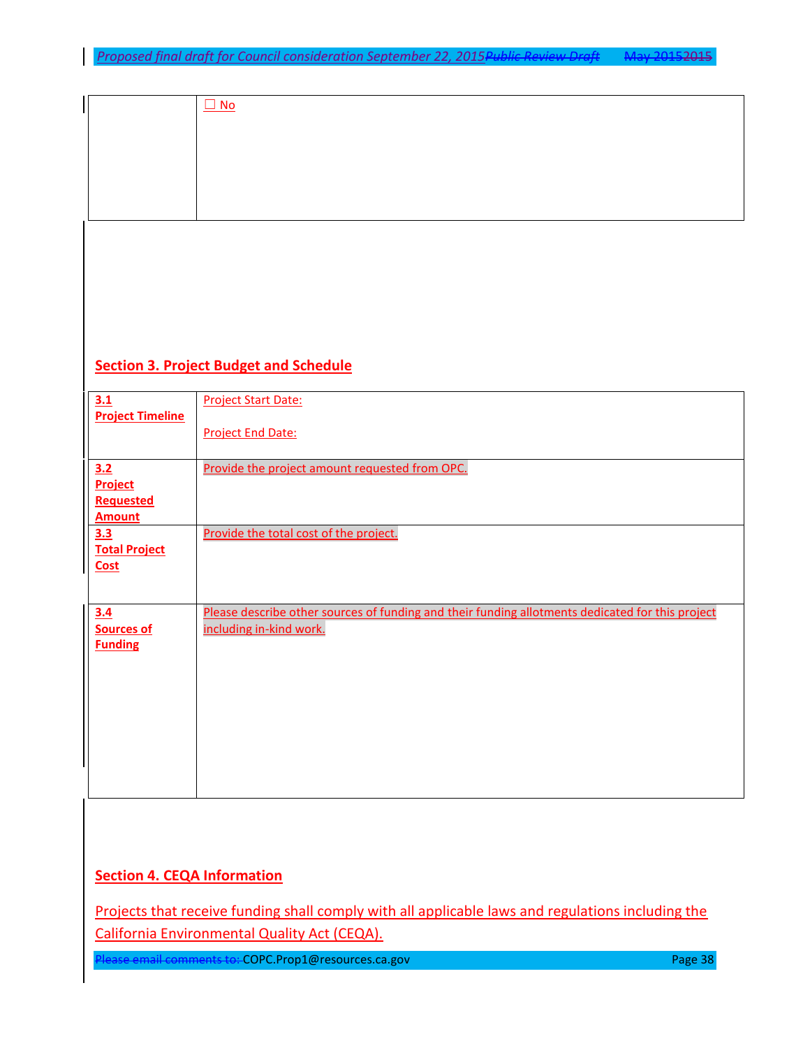| | ☐ No |
|---|---|

## Section 3. Project Budget and Schedule

| | |
|---|---|
| **3.1 Project Timeline** | Project Start Date:<br><br>Project End Date: |
| **3.2 Project Requested Amount** | Provide the project amount requested from OPC. |
| **3.3 Total Project Cost** | Provide the total cost of the project. |
| **3.4 Sources of Funding** | Please describe other sources of funding and their funding allotments dedicated for this project including in-kind work. |

## Section 4. CEQA Information

Projects that receive funding shall comply with all applicable laws and regulations including the California Environmental Quality Act (CEQA).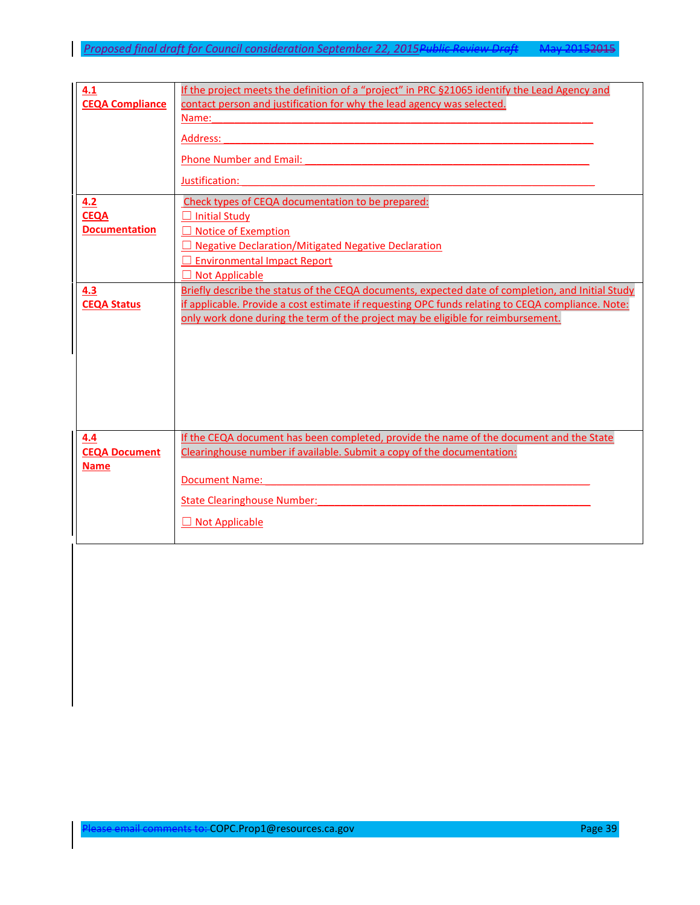| | |
|---|---|
| **4.1 CEQA Compliance** | If the project meets the definition of a "project" in PRC §21065 identify the Lead Agency and contact person and justification for why the lead agency was selected.<br>Name:___________________________________________________________<br>Address: _________________________________________________________<br>Phone Number and Email: _______________________________________________<br>Justification: ______________________________________________________ |
| **4.2 CEQA Documentation** | Check types of CEQA documentation to be prepared:<br>☐ Initial Study<br>☐ Notice of Exemption<br>☐ Negative Declaration/Mitigated Negative Declaration<br>☐ Environmental Impact Report<br>☐ Not Applicable |
| **4.3 CEQA Status** | Briefly describe the status of the CEQA documents, expected date of completion, and Initial Study if applicable. Provide a cost estimate if requesting OPC funds relating to CEQA compliance. Note: only work done during the term of the project may be eligible for reimbursement. |
| **4.4 CEQA Document Name** | If the CEQA document has been completed, provide the name of the document and the State Clearinghouse number if available. Submit a copy of the documentation:<br>Document Name: ___________________________________________________<br>State Clearinghouse Number: ______________________________________________<br>☐ Not Applicable |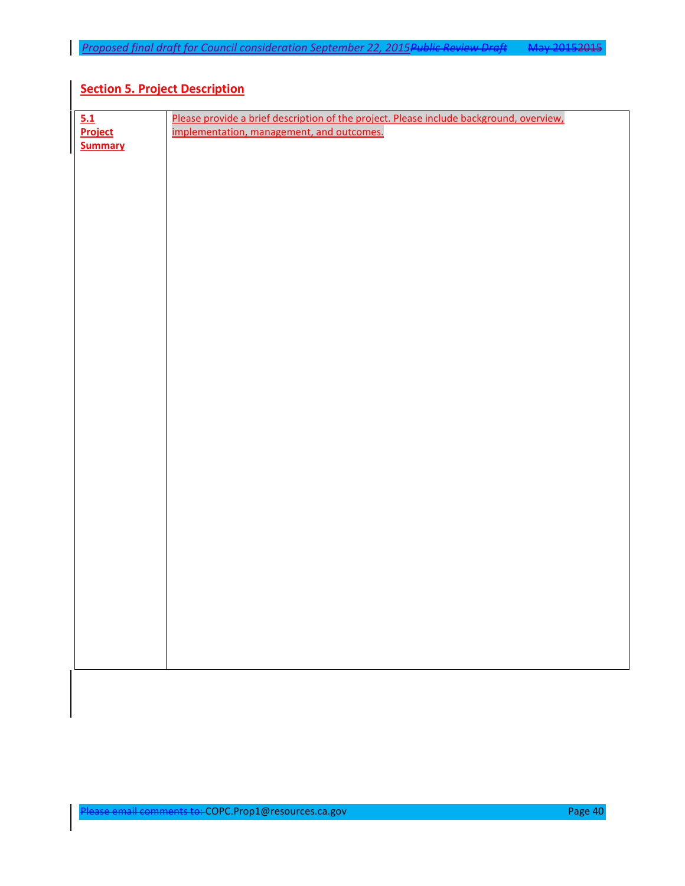## Section 5. Project Description

| 5.1 Project Summary | Please provide a brief description of the project. Please include background, overview, implementation, management, and outcomes. |
|---|---|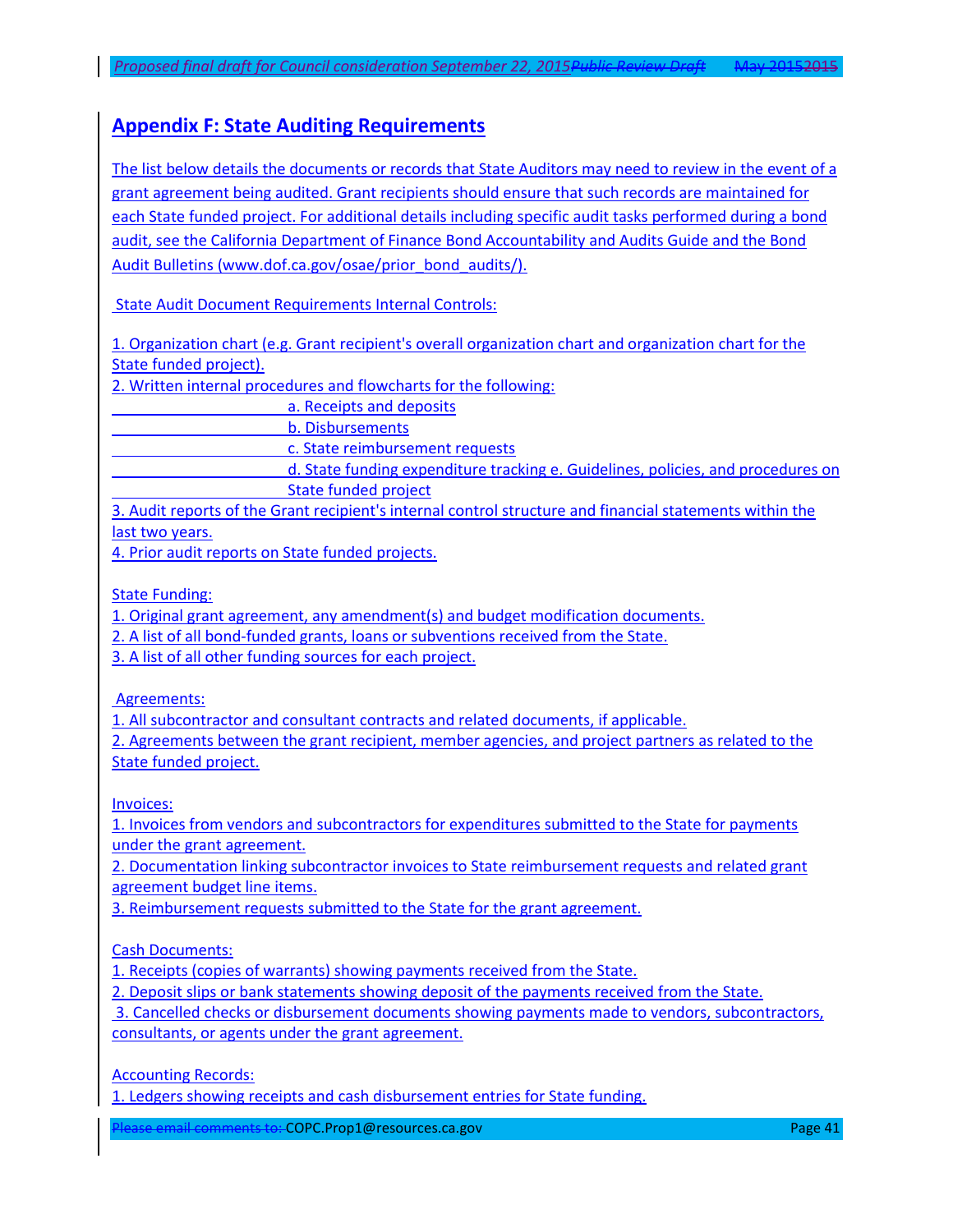## Appendix F: State Auditing Requirements

The list below details the documents or records that State Auditors may need to review in the event of a grant agreement being audited. Grant recipients should ensure that such records are maintained for each State funded project. For additional details including specific audit tasks performed during a bond audit, see the California Department of Finance Bond Accountability and Audits Guide and the Bond Audit Bulletins (www.dof.ca.gov/osae/prior_bond_audits/).

State Audit Document Requirements Internal Controls:

1. Organization chart (e.g. Grant recipient's overall organization chart and organization chart for the State funded project).
2. Written internal procedures and flowcharts for the following:
   a. Receipts and deposits
   b. Disbursements
   c. State reimbursement requests
   d. State funding expenditure tracking e. Guidelines, policies, and procedures on State funded project
3. Audit reports of the Grant recipient's internal control structure and financial statements within the last two years.
4. Prior audit reports on State funded projects.

State Funding:

1. Original grant agreement, any amendment(s) and budget modification documents.
2. A list of all bond-funded grants, loans or subventions received from the State.
3. A list of all other funding sources for each project.

Agreements:

1. All subcontractor and consultant contracts and related documents, if applicable.
2. Agreements between the grant recipient, member agencies, and project partners as related to the State funded project.

Invoices:

1. Invoices from vendors and subcontractors for expenditures submitted to the State for payments under the grant agreement.
2. Documentation linking subcontractor invoices to State reimbursement requests and related grant agreement budget line items.
3. Reimbursement requests submitted to the State for the grant agreement.

Cash Documents:

1. Receipts (copies of warrants) showing payments received from the State.
2. Deposit slips or bank statements showing deposit of the payments received from the State.
3. Cancelled checks or disbursement documents showing payments made to vendors, subcontractors, consultants, or agents under the grant agreement.

Accounting Records:

1. Ledgers showing receipts and cash disbursement entries for State funding.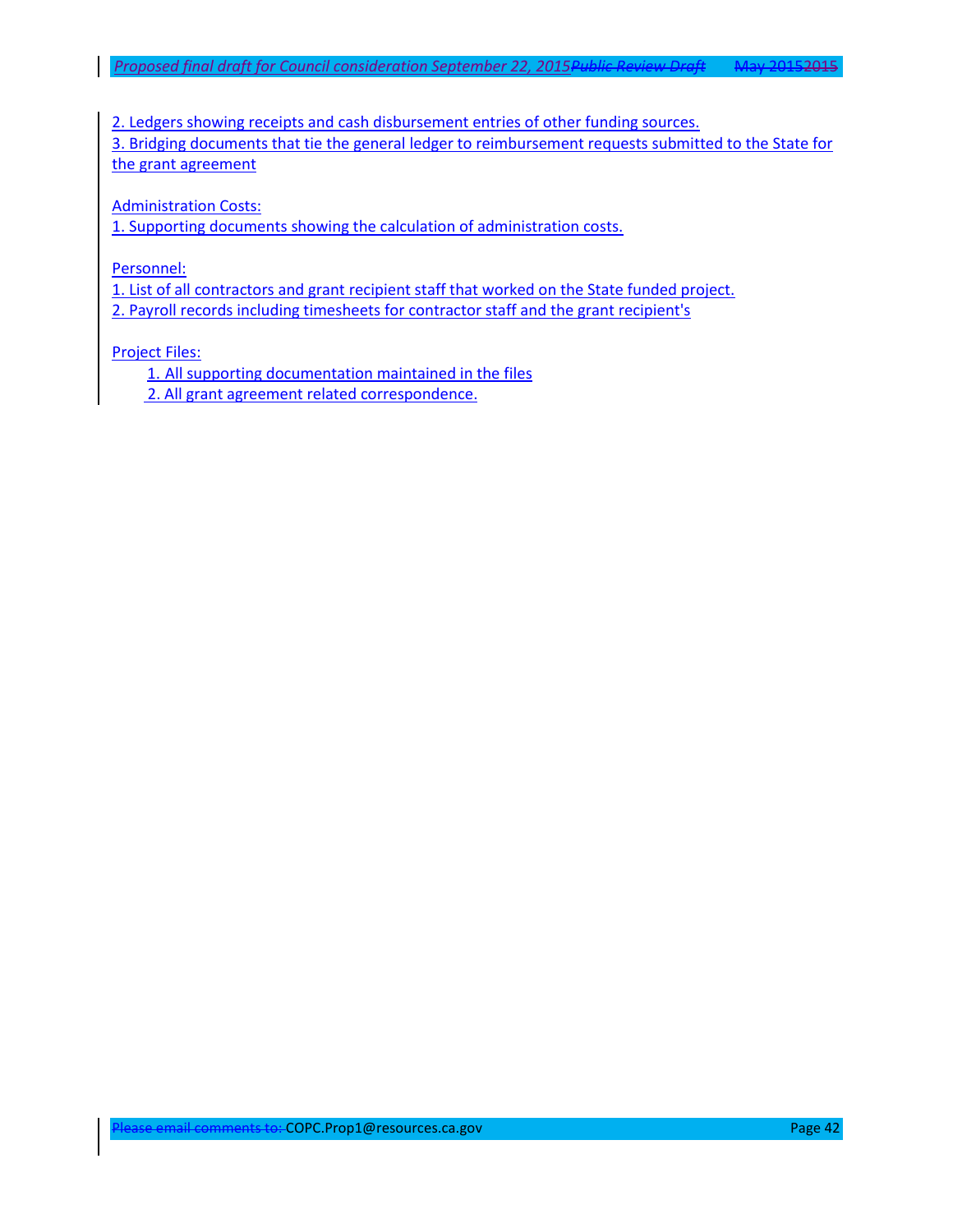2. Ledgers showing receipts and cash disbursement entries of other funding sources.
3. Bridging documents that tie the general ledger to reimbursement requests submitted to the State for the grant agreement

Administration Costs:
1. Supporting documents showing the calculation of administration costs.

Personnel:
1. List of all contractors and grant recipient staff that worked on the State funded project.
2. Payroll records including timesheets for contractor staff and the grant recipient's

Project Files:
1. All supporting documentation maintained in the files
2. All grant agreement related correspondence.